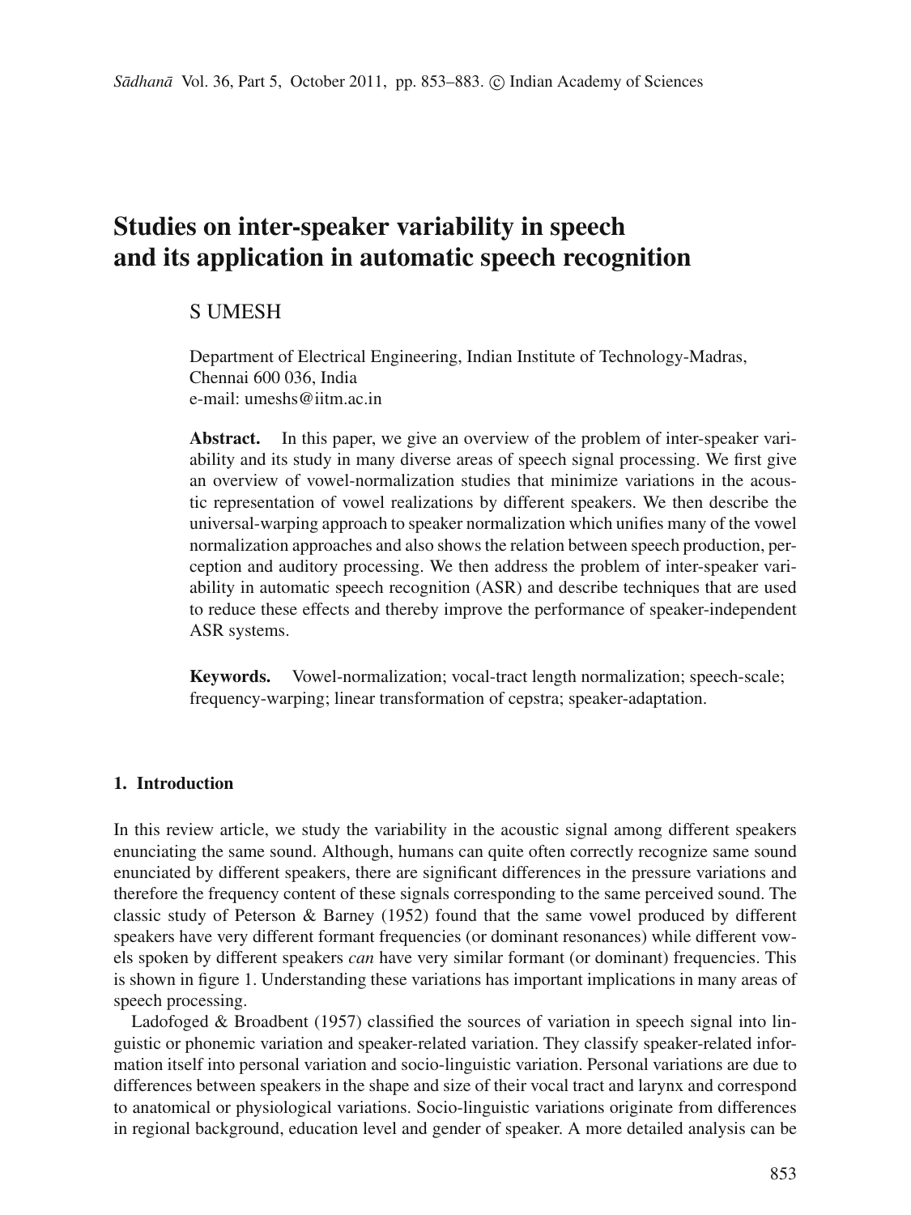# Studies on inter-speaker variability in speech and its application in automatic speech recognition

S UMESH

Department of Electrical Engineering, Indian Institute of Technology-Madras, Chennai 600 036, India
e-mail: umeshs@iitm.ac.in

**Abstract.** In this paper, we give an overview of the problem of inter-speaker variability and its study in many diverse areas of speech signal processing. We first give an overview of vowel-normalization studies that minimize variations in the acoustic representation of vowel realizations by different speakers. We then describe the universal-warping approach to speaker normalization which unifies many of the vowel normalization approaches and also shows the relation between speech production, perception and auditory processing. We then address the problem of inter-speaker variability in automatic speech recognition (ASR) and describe techniques that are used to reduce these effects and thereby improve the performance of speaker-independent ASR systems.

**Keywords.** Vowel-normalization; vocal-tract length normalization; speech-scale; frequency-warping; linear transformation of cepstra; speaker-adaptation.

## 1. Introduction

In this review article, we study the variability in the acoustic signal among different speakers enunciating the same sound. Although, humans can quite often correctly recognize same sound enunciated by different speakers, there are significant differences in the pressure variations and therefore the frequency content of these signals corresponding to the same perceived sound. The classic study of Peterson & Barney (1952) found that the same vowel produced by different speakers have very different formant frequencies (or dominant resonances) while different vowels spoken by different speakers *can* have very similar formant (or dominant) frequencies. This is shown in figure 1. Understanding these variations has important implications in many areas of speech processing.

Ladofoged & Broadbent (1957) classified the sources of variation in speech signal into linguistic or phonemic variation and speaker-related variation. They classify speaker-related information itself into personal variation and socio-linguistic variation. Personal variations are due to differences between speakers in the shape and size of their vocal tract and larynx and correspond to anatomical or physiological variations. Socio-linguistic variations originate from differences in regional background, education level and gender of speaker. A more detailed analysis can be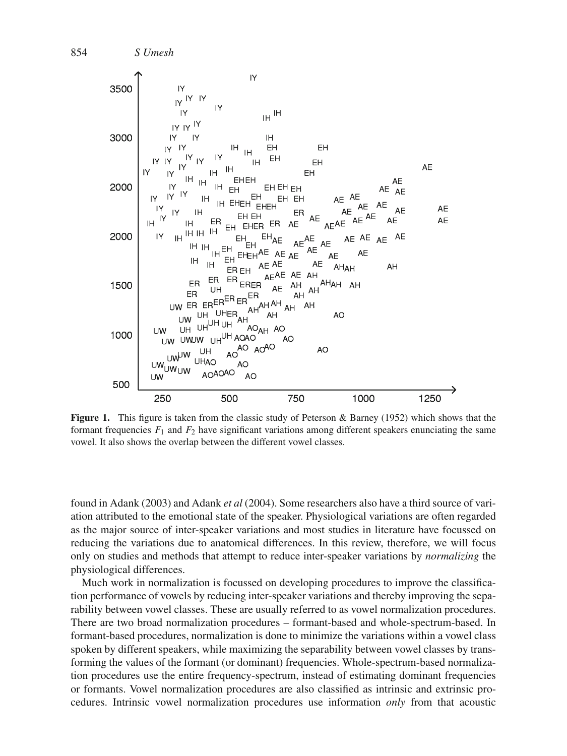**Figure 1.** This figure is taken from the classic study of Peterson & Barney (1952) which shows that the formant frequencies $F_1$ and $F_2$ have significant variations among different speakers enunciating the same vowel. It also shows the overlap between the different vowel classes.

found in Adank (2003) and Adank *et al* (2004). Some researchers also have a third source of variation attributed to the emotional state of the speaker. Physiological variations are often regarded as the major source of inter-speaker variations and most studies in literature have focussed on reducing the variations due to anatomical differences. In this review, therefore, we will focus only on studies and methods that attempt to reduce inter-speaker variations by *normalizing* the physiological differences.

Much work in normalization is focussed on developing procedures to improve the classification performance of vowels by reducing inter-speaker variations and thereby improving the separability between vowel classes. These are usually referred to as vowel normalization procedures. There are two broad normalization procedures – formant-based and whole-spectrum-based. In formant-based procedures, normalization is done to minimize the variations within a vowel class spoken by different speakers, while maximizing the separability between vowel classes by transforming the values of the formant (or dominant) frequencies. Whole-spectrum-based normalization procedures use the entire frequency-spectrum, instead of estimating dominant frequencies or formants. Vowel normalization procedures are also classified as intrinsic and extrinsic procedures. Intrinsic vowel normalization procedures use information *only* from that acoustic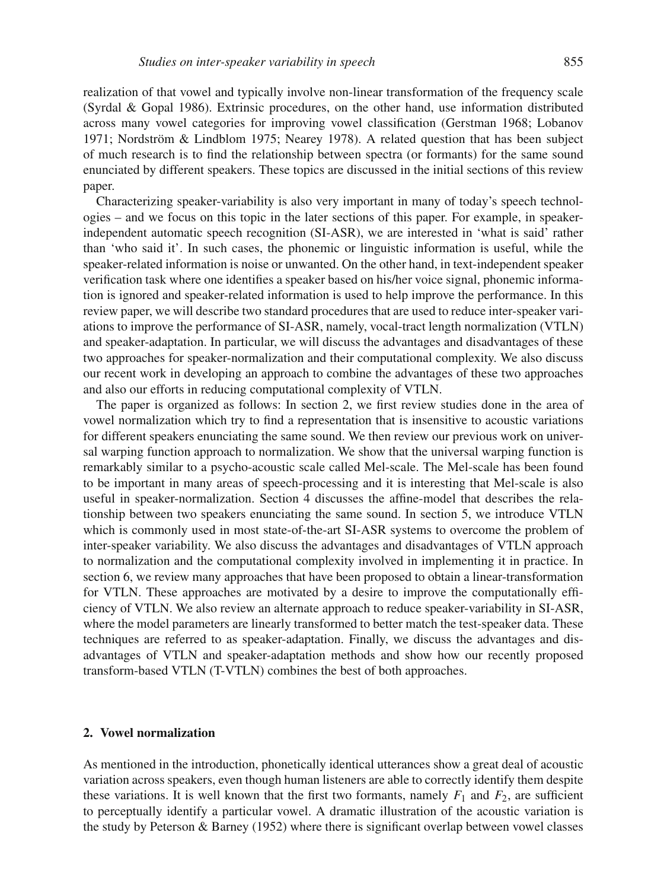realization of that vowel and typically involve non-linear transformation of the frequency scale (Syrdal & Gopal 1986). Extrinsic procedures, on the other hand, use information distributed across many vowel categories for improving vowel classification (Gerstman 1968; Lobanov 1971; Nordström & Lindblom 1975; Nearey 1978). A related question that has been subject of much research is to find the relationship between spectra (or formants) for the same sound enunciated by different speakers. These topics are discussed in the initial sections of this review paper.

Characterizing speaker-variability is also very important in many of today's speech technologies – and we focus on this topic in the later sections of this paper. For example, in speaker-independent automatic speech recognition (SI-ASR), we are interested in 'what is said' rather than 'who said it'. In such cases, the phonemic or linguistic information is useful, while the speaker-related information is noise or unwanted. On the other hand, in text-independent speaker verification task where one identifies a speaker based on his/her voice signal, phonemic information is ignored and speaker-related information is used to help improve the performance. In this review paper, we will describe two standard procedures that are used to reduce inter-speaker variations to improve the performance of SI-ASR, namely, vocal-tract length normalization (VTLN) and speaker-adaptation. In particular, we will discuss the advantages and disadvantages of these two approaches for speaker-normalization and their computational complexity. We also discuss our recent work in developing an approach to combine the advantages of these two approaches and also our efforts in reducing computational complexity of VTLN.

The paper is organized as follows: In section 2, we first review studies done in the area of vowel normalization which try to find a representation that is insensitive to acoustic variations for different speakers enunciating the same sound. We then review our previous work on universal warping function approach to normalization. We show that the universal warping function is remarkably similar to a psycho-acoustic scale called Mel-scale. The Mel-scale has been found to be important in many areas of speech-processing and it is interesting that Mel-scale is also useful in speaker-normalization. Section 4 discusses the affine-model that describes the relationship between two speakers enunciating the same sound. In section 5, we introduce VTLN which is commonly used in most state-of-the-art SI-ASR systems to overcome the problem of inter-speaker variability. We also discuss the advantages and disadvantages of VTLN approach to normalization and the computational complexity involved in implementing it in practice. In section 6, we review many approaches that have been proposed to obtain a linear-transformation for VTLN. These approaches are motivated by a desire to improve the computationally efficiency of VTLN. We also review an alternate approach to reduce speaker-variability in SI-ASR, where the model parameters are linearly transformed to better match the test-speaker data. These techniques are referred to as speaker-adaptation. Finally, we discuss the advantages and disadvantages of VTLN and speaker-adaptation methods and show how our recently proposed transform-based VTLN (T-VTLN) combines the best of both approaches.

## 2. Vowel normalization

As mentioned in the introduction, phonetically identical utterances show a great deal of acoustic variation across speakers, even though human listeners are able to correctly identify them despite these variations. It is well known that the first two formants, namely $F_1$ and $F_2$, are sufficient to perceptually identify a particular vowel. A dramatic illustration of the acoustic variation is the study by Peterson & Barney (1952) where there is significant overlap between vowel classes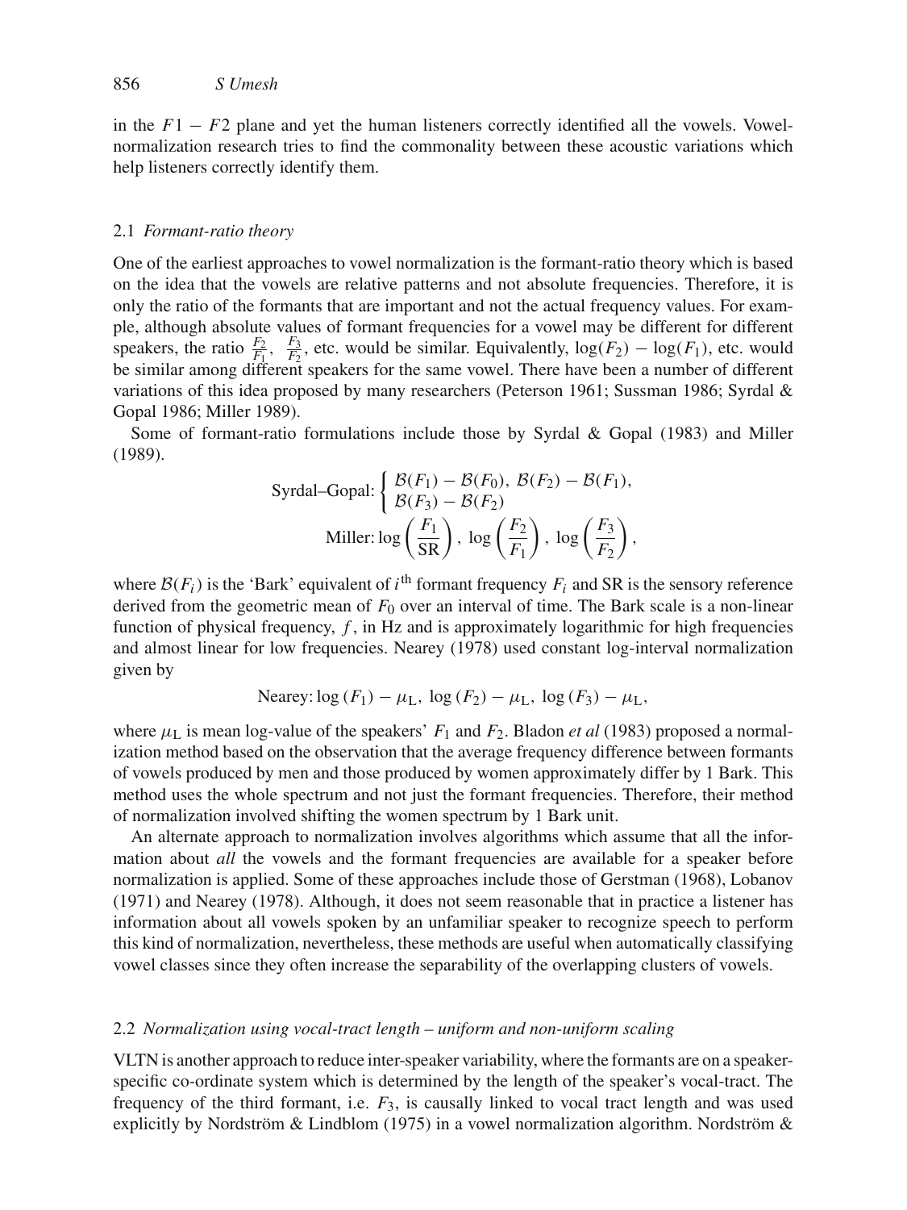in the $F1 - F2$ plane and yet the human listeners correctly identified all the vowels. Vowel-normalization research tries to find the commonality between these acoustic variations which help listeners correctly identify them.

### 2.1 *Formant-ratio theory*

One of the earliest approaches to vowel normalization is the formant-ratio theory which is based on the idea that the vowels are relative patterns and not absolute frequencies. Therefore, it is only the ratio of the formants that are important and not the actual frequency values. For example, although absolute values of formant frequencies for a vowel may be different for different speakers, the ratio $\frac{F_2}{F_1}$, $\frac{F_3}{F_2}$, etc. would be similar. Equivalently, $\log(F_2) - \log(F_1)$, etc. would be similar among different speakers for the same vowel. There have been a number of different variations of this idea proposed by many researchers (Peterson 1961; Sussman 1986; Syrdal & Gopal 1986; Miller 1989).

Some of formant-ratio formulations include those by Syrdal & Gopal (1983) and Miller (1989).

$$\text{Syrdal–Gopal:} \begin{cases} \mathcal{B}(F_1) - \mathcal{B}(F_0),\ \mathcal{B}(F_2) - \mathcal{B}(F_1), \\ \mathcal{B}(F_3) - \mathcal{B}(F_2) \end{cases}$$

$$\text{Miller:} \log\left(\frac{F_1}{\text{SR}}\right),\ \log\left(\frac{F_2}{F_1}\right),\ \log\left(\frac{F_3}{F_2}\right),$$

where $\mathcal{B}(F_i)$ is the 'Bark' equivalent of $i^{\text{th}}$ formant frequency $F_i$ and SR is the sensory reference derived from the geometric mean of $F_0$ over an interval of time. The Bark scale is a non-linear function of physical frequency, $f$, in Hz and is approximately logarithmic for high frequencies and almost linear for low frequencies. Nearey (1978) used constant log-interval normalization given by

$$\text{Nearey:} \log(F_1) - \mu_{\text{L}},\ \log(F_2) - \mu_{\text{L}},\ \log(F_3) - \mu_{\text{L}},$$

where $\mu_{\text{L}}$ is mean log-value of the speakers' $F_1$ and $F_2$. Bladon *et al* (1983) proposed a normalization method based on the observation that the average frequency difference between formants of vowels produced by men and those produced by women approximately differ by 1 Bark. This method uses the whole spectrum and not just the formant frequencies. Therefore, their method of normalization involved shifting the women spectrum by 1 Bark unit.

An alternate approach to normalization involves algorithms which assume that all the information about *all* the vowels and the formant frequencies are available for a speaker before normalization is applied. Some of these approaches include those of Gerstman (1968), Lobanov (1971) and Nearey (1978). Although, it does not seem reasonable that in practice a listener has information about all vowels spoken by an unfamiliar speaker to recognize speech to perform this kind of normalization, nevertheless, these methods are useful when automatically classifying vowel classes since they often increase the separability of the overlapping clusters of vowels.

### 2.2 *Normalization using vocal-tract length – uniform and non-uniform scaling*

VLTN is another approach to reduce inter-speaker variability, where the formants are on a speaker-specific co-ordinate system which is determined by the length of the speaker's vocal-tract. The frequency of the third formant, i.e. $F_3$, is causally linked to vocal tract length and was used explicitly by Nordström & Lindblom (1975) in a vowel normalization algorithm. Nordström &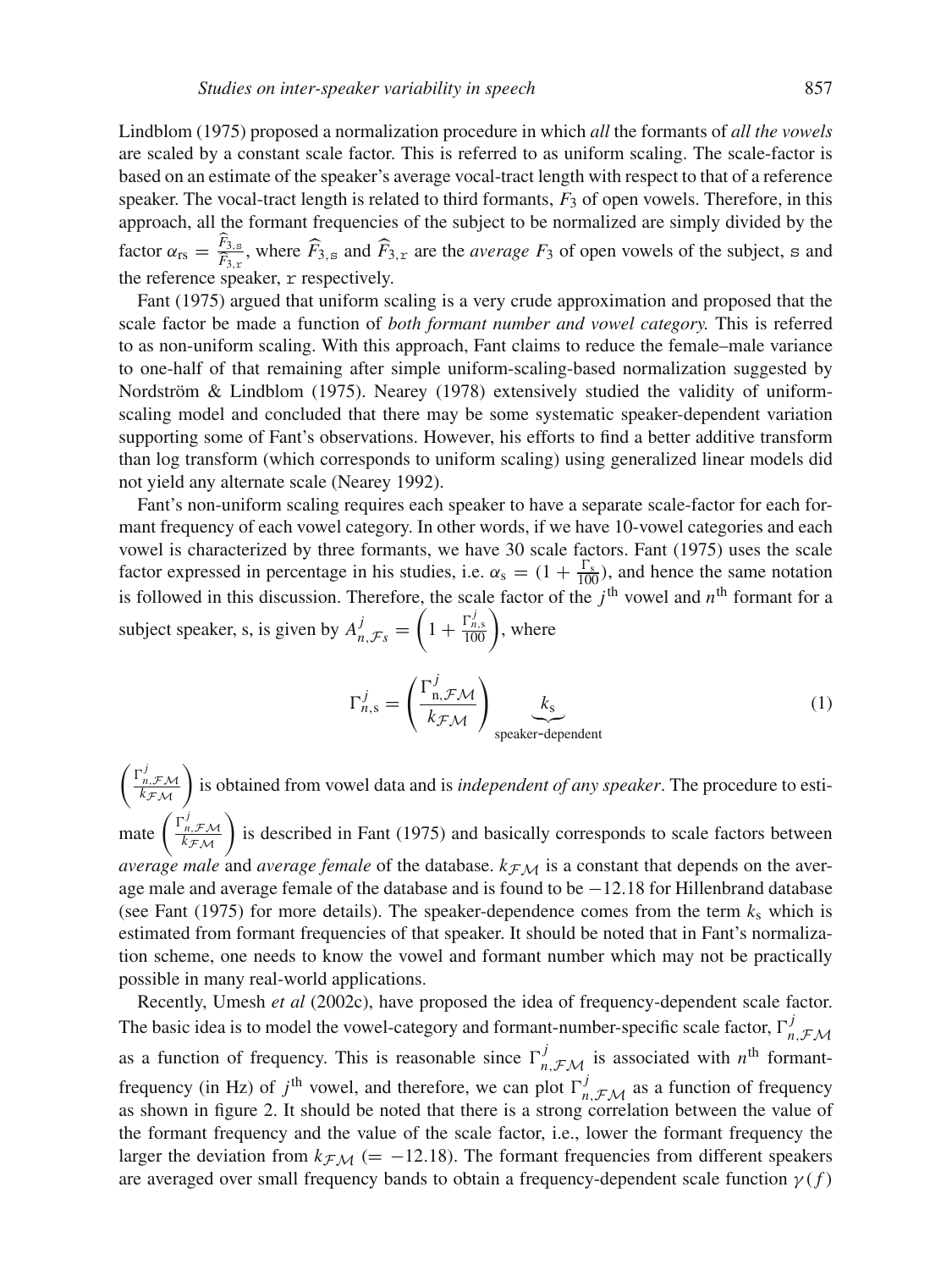Lindblom (1975) proposed a normalization procedure in which *all* the formants of *all the vowels* are scaled by a constant scale factor. This is referred to as uniform scaling. The scale-factor is based on an estimate of the speaker's average vocal-tract length with respect to that of a reference speaker. The vocal-tract length is related to third formants, $F_3$ of open vowels. Therefore, in this approach, all the formant frequencies of the subject to be normalized are simply divided by the factor $\alpha_{rs} = \frac{\widehat{F}_{3,\mathtt{s}}}{\widehat{F}_{3,\mathtt{r}}}$, where $\widehat{F}_{3,\mathtt{s}}$ and $\widehat{F}_{3,\mathtt{r}}$ are the *average* $F_3$ of open vowels of the subject, s and the reference speaker, r respectively.

Fant (1975) argued that uniform scaling is a very crude approximation and proposed that the scale factor be made a function of *both formant number and vowel category.* This is referred to as non-uniform scaling. With this approach, Fant claims to reduce the female–male variance to one-half of that remaining after simple uniform-scaling-based normalization suggested by Nordström & Lindblom (1975). Nearey (1978) extensively studied the validity of uniform-scaling model and concluded that there may be some systematic speaker-dependent variation supporting some of Fant's observations. However, his efforts to find a better additive transform than log transform (which corresponds to uniform scaling) using generalized linear models did not yield any alternate scale (Nearey 1992).

Fant's non-uniform scaling requires each speaker to have a separate scale-factor for each formant frequency of each vowel category. In other words, if we have 10-vowel categories and each vowel is characterized by three formants, we have 30 scale factors. Fant (1975) uses the scale factor expressed in percentage in his studies, i.e. $\alpha_s = (1 + \frac{\Gamma_s}{100})$, and hence the same notation is followed in this discussion. Therefore, the scale factor of the $j^{\text{th}}$ vowel and $n^{\text{th}}$ formant for a subject speaker, s, is given by $A^j_{n,\mathcal{F}s} = \left(1 + \frac{\Gamma^j_{n,s}}{100}\right)$, where

$$\Gamma^j_{n,s} = \left(\frac{\Gamma^j_{n,\mathcal{FM}}}{k_{\mathcal{FM}}}\right) \underbrace{k_s}_{\text{speaker-dependent}} \tag{1}$$

$\left(\frac{\Gamma^j_{n,\mathcal{FM}}}{k_{\mathcal{FM}}}\right)$ is obtained from vowel data and is *independent of any speaker*. The procedure to estimate $\left(\frac{\Gamma^j_{n,\mathcal{FM}}}{k_{\mathcal{FM}}}\right)$ is described in Fant (1975) and basically corresponds to scale factors between *average male* and *average female* of the database. $k_{\mathcal{FM}}$ is a constant that depends on the average male and average female of the database and is found to be $-12.18$ for Hillenbrand database (see Fant (1975) for more details). The speaker-dependence comes from the term $k_s$ which is estimated from formant frequencies of that speaker. It should be noted that in Fant's normalization scheme, one needs to know the vowel and formant number which may not be practically possible in many real-world applications.

Recently, Umesh *et al* (2002c), have proposed the idea of frequency-dependent scale factor. The basic idea is to model the vowel-category and formant-number-specific scale factor, $\Gamma^j_{n,\mathcal{FM}}$ as a function of frequency. This is reasonable since $\Gamma^j_{n,\mathcal{FM}}$ is associated with $n^{\text{th}}$ formant-frequency (in Hz) of $j^{\text{th}}$ vowel, and therefore, we can plot $\Gamma^j_{n,\mathcal{FM}}$ as a function of frequency as shown in figure 2. It should be noted that there is a strong correlation between the value of the formant frequency and the value of the scale factor, i.e., lower the formant frequency the larger the deviation from $k_{\mathcal{FM}}$ $(= -12.18)$. The formant frequencies from different speakers are averaged over small frequency bands to obtain a frequency-dependent scale function $\gamma(f)$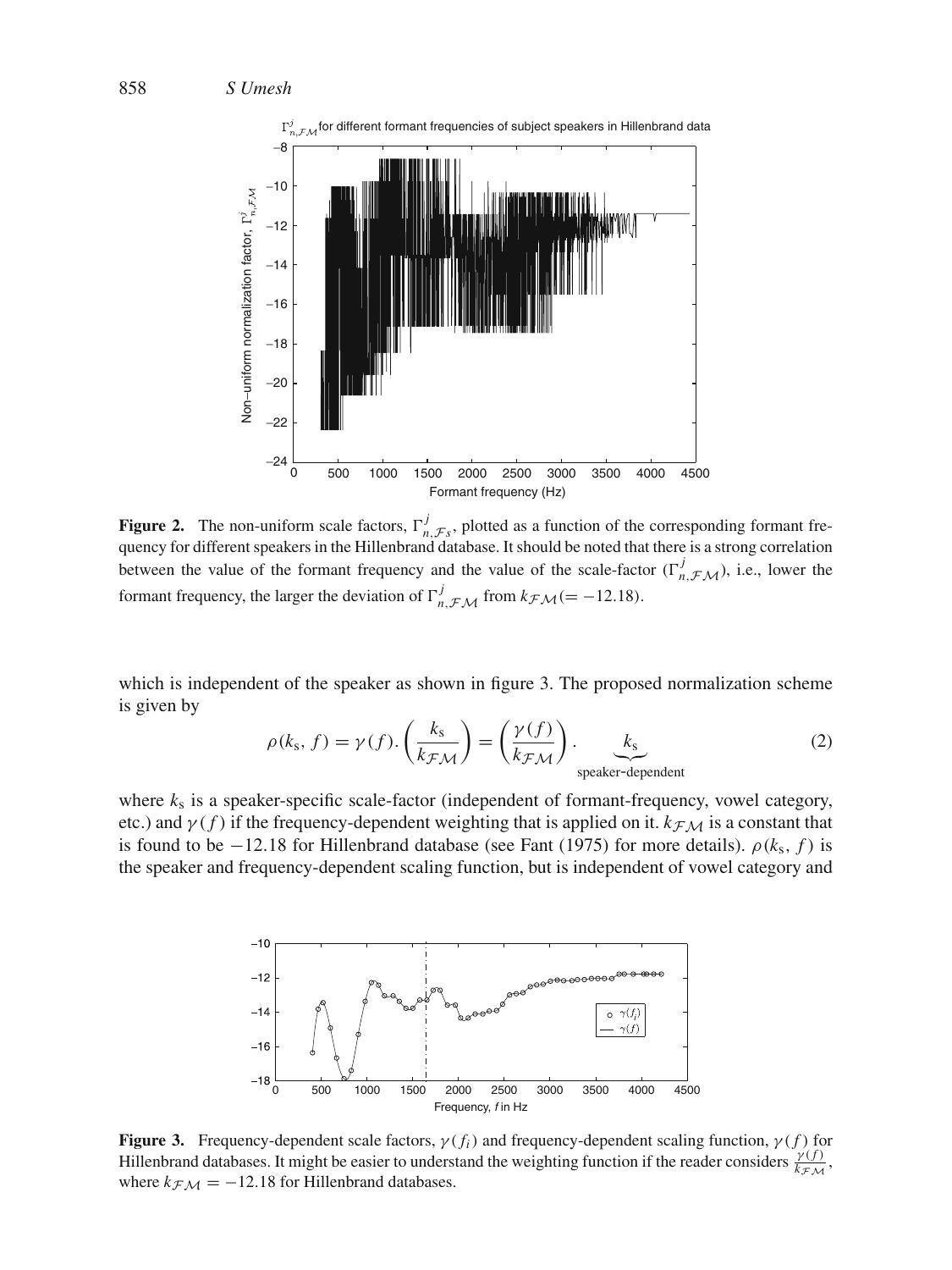**Figure 2.** The non-uniform scale factors, $\Gamma^{j}_{n,\mathcal{F}s}$, plotted as a function of the corresponding formant frequency for different speakers in the Hillenbrand database. It should be noted that there is a strong correlation between the value of the formant frequency and the value of the scale-factor ($\Gamma^{j}_{n,\mathcal{FM}}$), i.e., lower the formant frequency, the larger the deviation of $\Gamma^{j}_{n,\mathcal{FM}}$ from $k_{\mathcal{FM}}(= -12.18)$.

which is independent of the speaker as shown in figure 3. The proposed normalization scheme is given by

$$\rho(k_s, f) = \gamma(f).\left(\frac{k_s}{k_{\mathcal{FM}}}\right) = \left(\frac{\gamma(f)}{k_{\mathcal{FM}}}\right). \underbrace{k_s}_{\text{speaker-dependent}} \tag{2}$$

where $k_s$ is a speaker-specific scale-factor (independent of formant-frequency, vowel category, etc.) and $\gamma(f)$ if the frequency-dependent weighting that is applied on it. $k_{\mathcal{FM}}$ is a constant that is found to be $-12.18$ for Hillenbrand database (see Fant (1975) for more details). $\rho(k_s, f)$ is the speaker and frequency-dependent scaling function, but is independent of vowel category and

**Figure 3.** Frequency-dependent scale factors, $\gamma(f_i)$ and frequency-dependent scaling function, $\gamma(f)$ for Hillenbrand databases. It might be easier to understand the weighting function if the reader considers $\frac{\gamma(f)}{k_{\mathcal{FM}}}$, where $k_{\mathcal{FM}} = -12.18$ for Hillenbrand databases.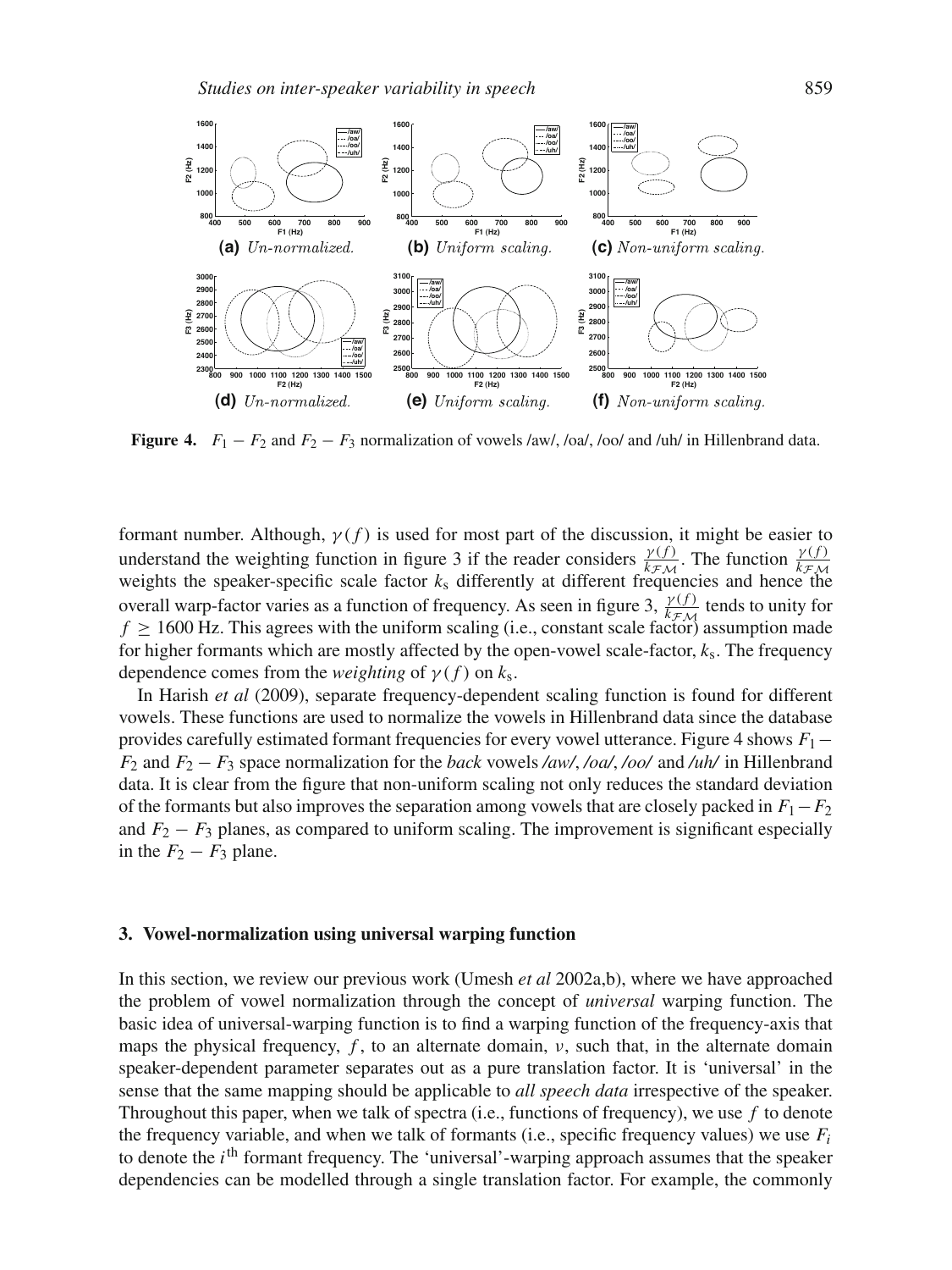**(a)** *Un-normalized.* **(b)** *Uniform scaling.* **(c)** *Non-uniform scaling.*

**(d)** *Un-normalized.* **(e)** *Uniform scaling.* **(f)** *Non-uniform scaling.*

**Figure 4.** $F_1 - F_2$ and $F_2 - F_3$ normalization of vowels /aw/, /oa/, /oo/ and /uh/ in Hillenbrand data.

formant number. Although, $\gamma(f)$ is used for most part of the discussion, it might be easier to understand the weighting function in figure 3 if the reader considers $\frac{\gamma(f)}{k_{\mathcal{FM}}}$. The function $\frac{\gamma(f)}{k_{\mathcal{FM}}}$ weights the speaker-specific scale factor $k_s$ differently at different frequencies and hence the overall warp-factor varies as a function of frequency. As seen in figure 3, $\frac{\gamma(f)}{k_{\mathcal{FM}}}$ tends to unity for $f \geq 1600$ Hz. This agrees with the uniform scaling (i.e., constant scale factor) assumption made for higher formants which are mostly affected by the open-vowel scale-factor, $k_s$. The frequency dependence comes from the *weighting* of $\gamma(f)$ on $k_s$.

In Harish *et al* (2009), separate frequency-dependent scaling function is found for different vowels. These functions are used to normalize the vowels in Hillenbrand data since the database provides carefully estimated formant frequencies for every vowel utterance. Figure 4 shows $F_1 - F_2$ and $F_2 - F_3$ space normalization for the *back* vowels */aw/*, */oa/*, */oo/* and */uh/* in Hillenbrand data. It is clear from the figure that non-uniform scaling not only reduces the standard deviation of the formants but also improves the separation among vowels that are closely packed in $F_1 - F_2$ and $F_2 - F_3$ planes, as compared to uniform scaling. The improvement is significant especially in the $F_2 - F_3$ plane.

## 3. Vowel-normalization using universal warping function

In this section, we review our previous work (Umesh *et al* 2002a,b), where we have approached the problem of vowel normalization through the concept of *universal* warping function. The basic idea of universal-warping function is to find a warping function of the frequency-axis that maps the physical frequency, $f$, to an alternate domain, $\nu$, such that, in the alternate domain speaker-dependent parameter separates out as a pure translation factor. It is 'universal' in the sense that the same mapping should be applicable to *all speech data* irrespective of the speaker. Throughout this paper, when we talk of spectra (i.e., functions of frequency), we use $f$ to denote the frequency variable, and when we talk of formants (i.e., specific frequency values) we use $F_i$ to denote the $i^{\text{th}}$ formant frequency. The 'universal'-warping approach assumes that the speaker dependencies can be modelled through a single translation factor. For example, the commonly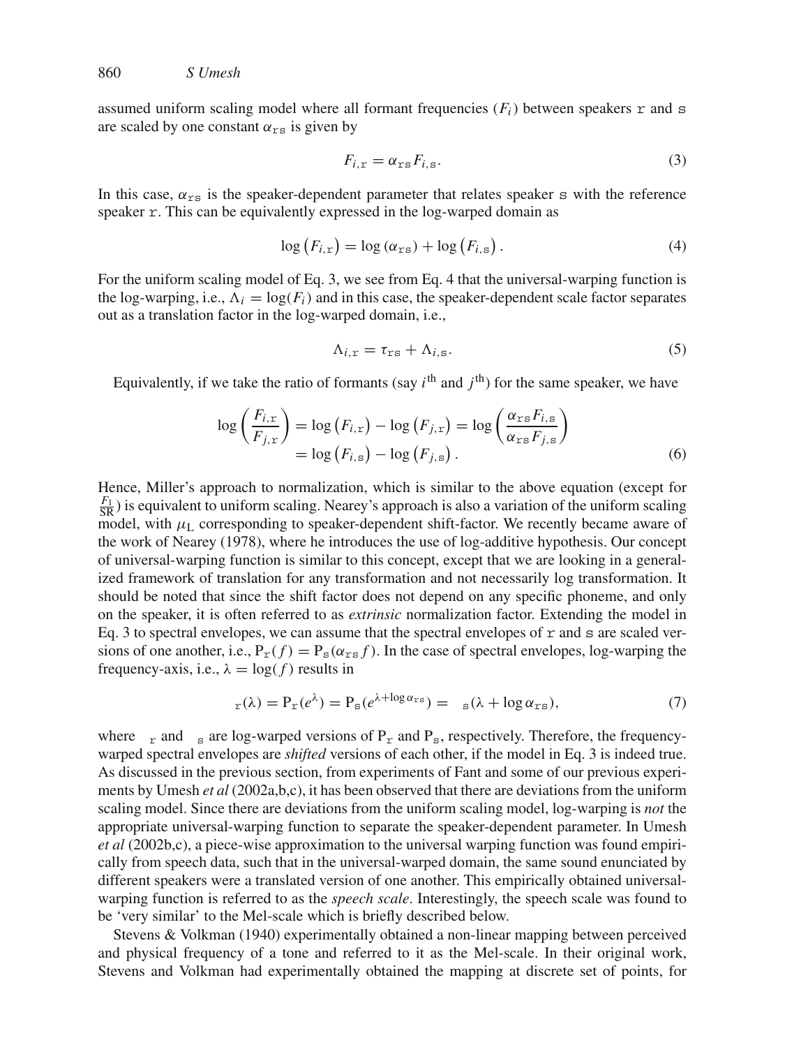assumed uniform scaling model where all formant frequencies ($F_i$) between speakers $\mathtt{r}$ and $\mathtt{s}$ are scaled by one constant $\alpha_{\mathtt{rs}}$ is given by

$$F_{i,\mathtt{r}} = \alpha_{\mathtt{rs}} F_{i,\mathtt{s}}. \tag{3}$$

In this case, $\alpha_{\mathtt{rs}}$ is the speaker-dependent parameter that relates speaker $\mathtt{s}$ with the reference speaker $\mathtt{r}$. This can be equivalently expressed in the log-warped domain as

$$\log\left(F_{i,\mathtt{r}}\right) = \log\left(\alpha_{\mathtt{rs}}\right) + \log\left(F_{i,\mathtt{s}}\right). \tag{4}$$

For the uniform scaling model of Eq. 3, we see from Eq. 4 that the universal-warping function is the log-warping, i.e., $\Lambda_i = \log(F_i)$ and in this case, the speaker-dependent scale factor separates out as a translation factor in the log-warped domain, i.e.,

$$\Lambda_{i,\mathtt{r}} = \tau_{\mathtt{rs}} + \Lambda_{i,\mathtt{s}}. \tag{5}$$

Equivalently, if we take the ratio of formants (say $i^{\text{th}}$ and $j^{\text{th}}$) for the same speaker, we have

$$\begin{aligned}\log\left(\frac{F_{i,\mathtt{r}}}{F_{j,\mathtt{r}}}\right) &= \log\left(F_{i,\mathtt{r}}\right) - \log\left(F_{j,\mathtt{r}}\right) = \log\left(\frac{\alpha_{\mathtt{rs}} F_{i,\mathtt{s}}}{\alpha_{\mathtt{rs}} F_{j,\mathtt{s}}}\right) \\ &= \log\left(F_{i,\mathtt{s}}\right) - \log\left(F_{j,\mathtt{s}}\right).\end{aligned} \tag{6}$$

Hence, Miller's approach to normalization, which is similar to the above equation (except for $\frac{F_1}{\mathrm{SR}}$) is equivalent to uniform scaling. Nearey's approach is also a variation of the uniform scaling model, with $\mu_{\mathrm{L}}$ corresponding to speaker-dependent shift-factor. We recently became aware of the work of Nearey (1978), where he introduces the use of log-additive hypothesis. Our concept of universal-warping function is similar to this concept, except that we are looking in a generalized framework of translation for any transformation and not necessarily log transformation. It should be noted that since the shift factor does not depend on any specific phoneme, and only on the speaker, it is often referred to as *extrinsic* normalization factor. Extending the model in Eq. 3 to spectral envelopes, we can assume that the spectral envelopes of $\mathtt{r}$ and $\mathtt{s}$ are scaled versions of one another, i.e., $\mathrm{P}_{\mathtt{r}}(f) = \mathrm{P}_{\mathtt{s}}(\alpha_{\mathtt{rs}} f)$. In the case of spectral envelopes, log-warping the frequency-axis, i.e., $\lambda = \log(f)$ results in

$$_{\mathtt{r}}(\lambda) = \mathrm{P}_{\mathtt{r}}(e^{\lambda}) = \mathrm{P}_{\mathtt{s}}(e^{\lambda + \log \alpha_{\mathtt{rs}}}) = \ _{\mathtt{s}}(\lambda + \log \alpha_{\mathtt{rs}}), \tag{7}$$

where $_{\mathtt{r}}$ and $_{\mathtt{s}}$ are log-warped versions of $\mathrm{P}_{\mathtt{r}}$ and $\mathrm{P}_{\mathtt{s}}$, respectively. Therefore, the frequency-warped spectral envelopes are *shifted* versions of each other, if the model in Eq. 3 is indeed true. As discussed in the previous section, from experiments of Fant and some of our previous experiments by Umesh *et al* (2002a,b,c), it has been observed that there are deviations from the uniform scaling model. Since there are deviations from the uniform scaling model, log-warping is *not* the appropriate universal-warping function to separate the speaker-dependent parameter. In Umesh *et al* (2002b,c), a piece-wise approximation to the universal warping function was found empirically from speech data, such that in the universal-warped domain, the same sound enunciated by different speakers were a translated version of one another. This empirically obtained universal-warping function is referred to as the *speech scale*. Interestingly, the speech scale was found to be 'very similar' to the Mel-scale which is briefly described below.

Stevens & Volkman (1940) experimentally obtained a non-linear mapping between perceived and physical frequency of a tone and referred to it as the Mel-scale. In their original work, Stevens and Volkman had experimentally obtained the mapping at discrete set of points, for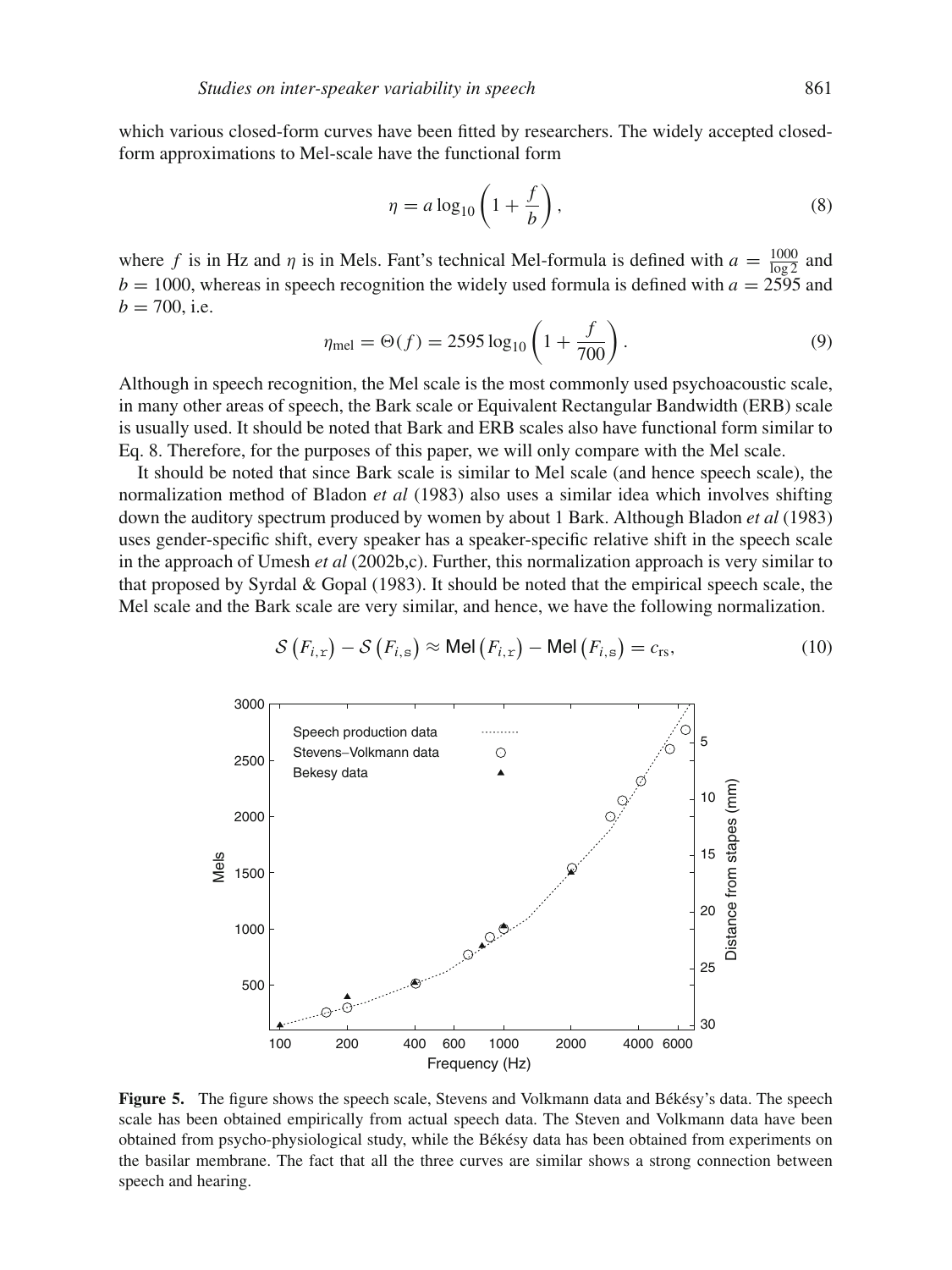which various closed-form curves have been fitted by researchers. The widely accepted closed-form approximations to Mel-scale have the functional form

$$\eta = a \log_{10}\left(1 + \frac{f}{b}\right), \tag{8}$$

where $f$ is in Hz and $\eta$ is in Mels. Fant's technical Mel-formula is defined with $a = \frac{1000}{\log 2}$ and $b = 1000$, whereas in speech recognition the widely used formula is defined with $a = 2595$ and $b = 700$, i.e.

$$\eta_{\text{mel}} = \Theta(f) = 2595 \log_{10}\left(1 + \frac{f}{700}\right). \tag{9}$$

Although in speech recognition, the Mel scale is the most commonly used psychoacoustic scale, in many other areas of speech, the Bark scale or Equivalent Rectangular Bandwidth (ERB) scale is usually used. It should be noted that Bark and ERB scales also have functional form similar to Eq. 8. Therefore, for the purposes of this paper, we will only compare with the Mel scale.

It should be noted that since Bark scale is similar to Mel scale (and hence speech scale), the normalization method of Bladon *et al* (1983) also uses a similar idea which involves shifting down the auditory spectrum produced by women by about 1 Bark. Although Bladon *et al* (1983) uses gender-specific shift, every speaker has a speaker-specific relative shift in the speech scale in the approach of Umesh *et al* (2002b,c). Further, this normalization approach is very similar to that proposed by Syrdal & Gopal (1983). It should be noted that the empirical speech scale, the Mel scale and the Bark scale are very similar, and hence, we have the following normalization.

$$\mathcal{S}\left(F_{i,\mathrm{r}}\right) - \mathcal{S}\left(F_{i,\mathrm{s}}\right) \approx \mathsf{Mel}\left(F_{i,\mathrm{r}}\right) - \mathsf{Mel}\left(F_{i,\mathrm{s}}\right) = c_{\mathrm{rs}}, \tag{10}$$

**Figure 5.** The figure shows the speech scale, Stevens and Volkmann data and Békésy's data. The speech scale has been obtained empirically from actual speech data. The Steven and Volkmann data have been obtained from psycho-physiological study, while the Békésy data has been obtained from experiments on the basilar membrane. The fact that all the three curves are similar shows a strong connection between speech and hearing.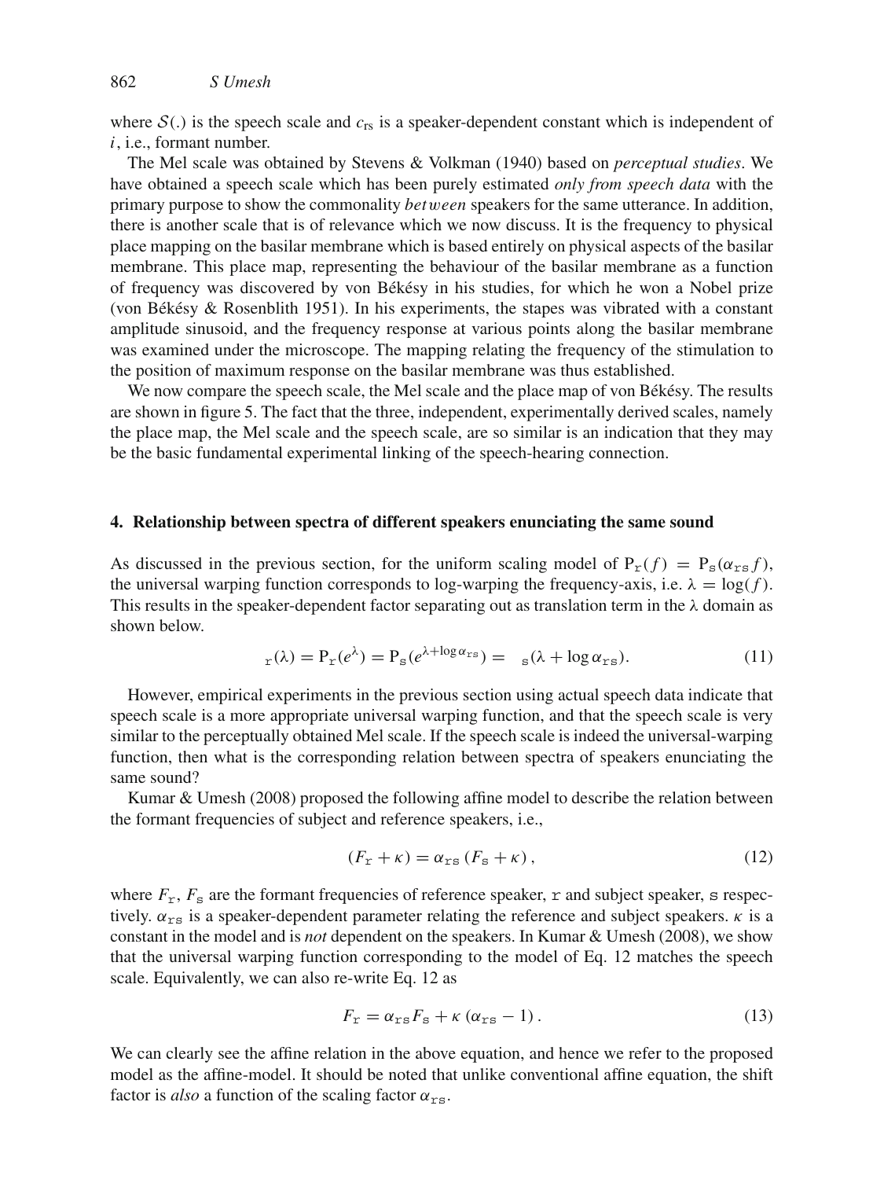where $\mathcal{S}(.)$ is the speech scale and $c_{rs}$ is a speaker-dependent constant which is independent of $i$, i.e., formant number.

The Mel scale was obtained by Stevens & Volkman (1940) based on *perceptual studies*. We have obtained a speech scale which has been purely estimated *only from speech data* with the primary purpose to show the commonality *between* speakers for the same utterance. In addition, there is another scale that is of relevance which we now discuss. It is the frequency to physical place mapping on the basilar membrane which is based entirely on physical aspects of the basilar membrane. This place map, representing the behaviour of the basilar membrane as a function of frequency was discovered by von Békésy in his studies, for which he won a Nobel prize (von Békésy & Rosenblith 1951). In his experiments, the stapes was vibrated with a constant amplitude sinusoid, and the frequency response at various points along the basilar membrane was examined under the microscope. The mapping relating the frequency of the stimulation to the position of maximum response on the basilar membrane was thus established.

We now compare the speech scale, the Mel scale and the place map of von Békésy. The results are shown in figure 5. The fact that the three, independent, experimentally derived scales, namely the place map, the Mel scale and the speech scale, are so similar is an indication that they may be the basic fundamental experimental linking of the speech-hearing connection.

## 4. Relationship between spectra of different speakers enunciating the same sound

As discussed in the previous section, for the uniform scaling model of $\mathrm{P}_{\mathrm{r}}(f) = \mathrm{P}_{\mathrm{s}}(\alpha_{\mathrm{rs}} f)$, the universal warping function corresponds to log-warping the frequency-axis, i.e. $\lambda = \log(f)$. This results in the speaker-dependent factor separating out as translation term in the $\lambda$ domain as shown below.

$$
_{\mathrm{r}}(\lambda) = \mathrm{P}_{\mathrm{r}}(e^{\lambda}) = \mathrm{P}_{\mathrm{s}}(e^{\lambda + \log \alpha_{\mathrm{rs}}}) = \ _{\mathrm{s}}(\lambda + \log \alpha_{\mathrm{rs}}). \tag{11}
$$

However, empirical experiments in the previous section using actual speech data indicate that speech scale is a more appropriate universal warping function, and that the speech scale is very similar to the perceptually obtained Mel scale. If the speech scale is indeed the universal-warping function, then what is the corresponding relation between spectra of speakers enunciating the same sound?

Kumar & Umesh (2008) proposed the following affine model to describe the relation between the formant frequencies of subject and reference speakers, i.e.,

$$
(F_{\mathrm{r}} + \kappa) = \alpha_{\mathrm{rs}} \left( F_{\mathrm{s}} + \kappa \right), \tag{12}
$$

where $F_{\mathrm{r}}$, $F_{\mathrm{s}}$ are the formant frequencies of reference speaker, $\mathrm{r}$ and subject speaker, $\mathrm{s}$ respectively. $\alpha_{\mathrm{rs}}$ is a speaker-dependent parameter relating the reference and subject speakers. $\kappa$ is a constant in the model and is *not* dependent on the speakers. In Kumar & Umesh (2008), we show that the universal warping function corresponding to the model of Eq. 12 matches the speech scale. Equivalently, we can also re-write Eq. 12 as

$$
F_{\mathrm{r}} = \alpha_{\mathrm{rs}} F_{\mathrm{s}} + \kappa \left( \alpha_{\mathrm{rs}} - 1 \right). \tag{13}
$$

We can clearly see the affine relation in the above equation, and hence we refer to the proposed model as the affine-model. It should be noted that unlike conventional affine equation, the shift factor is *also* a function of the scaling factor $\alpha_{\mathrm{rs}}$.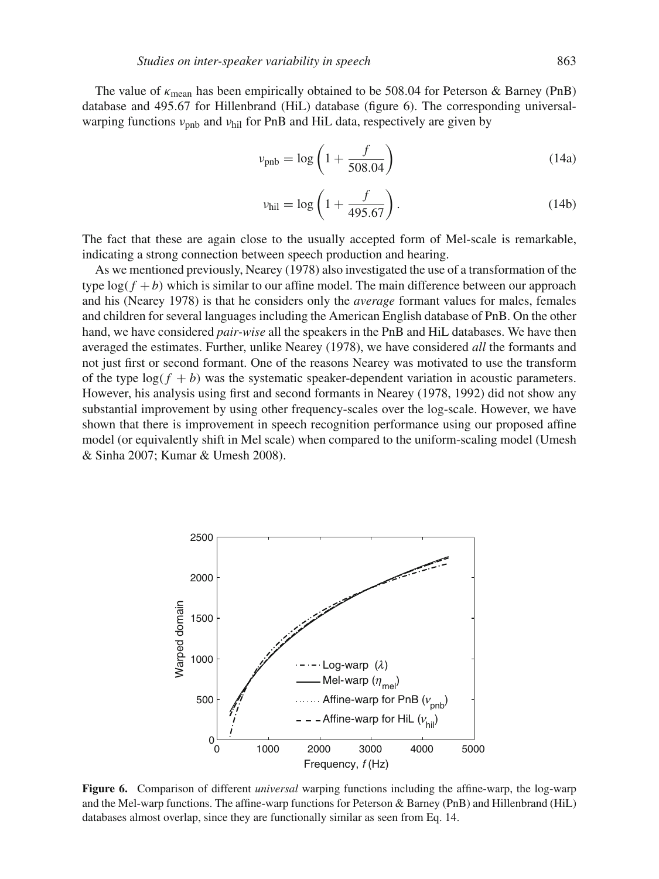The value of $\kappa_{\text{mean}}$ has been empirically obtained to be 508.04 for Peterson & Barney (PnB) database and 495.67 for Hillenbrand (HiL) database (figure 6). The corresponding universal-warping functions $\nu_{\text{pnb}}$ and $\nu_{\text{hil}}$ for PnB and HiL data, respectively are given by

$$\nu_{\text{pnb}} = \log\left(1 + \frac{f}{508.04}\right) \tag{14a}$$

$$\nu_{\text{hil}} = \log\left(1 + \frac{f}{495.67}\right). \tag{14b}$$

The fact that these are again close to the usually accepted form of Mel-scale is remarkable, indicating a strong connection between speech production and hearing.

As we mentioned previously, Nearey (1978) also investigated the use of a transformation of the type $\log(f + b)$ which is similar to our affine model. The main difference between our approach and his (Nearey 1978) is that he considers only the *average* formant values for males, females and children for several languages including the American English database of PnB. On the other hand, we have considered *pair-wise* all the speakers in the PnB and HiL databases. We have then averaged the estimates. Further, unlike Nearey (1978), we have considered *all* the formants and not just first or second formant. One of the reasons Nearey was motivated to use the transform of the type $\log(f + b)$ was the systematic speaker-dependent variation in acoustic parameters. However, his analysis using first and second formants in Nearey (1978, 1992) did not show any substantial improvement by using other frequency-scales over the log-scale. However, we have shown that there is improvement in speech recognition performance using our proposed affine model (or equivalently shift in Mel scale) when compared to the uniform-scaling model (Umesh & Sinha 2007; Kumar & Umesh 2008).

**Figure 6.** Comparison of different *universal* warping functions including the affine-warp, the log-warp and the Mel-warp functions. The affine-warp functions for Peterson & Barney (PnB) and Hillenbrand (HiL) databases almost overlap, since they are functionally similar as seen from Eq. 14.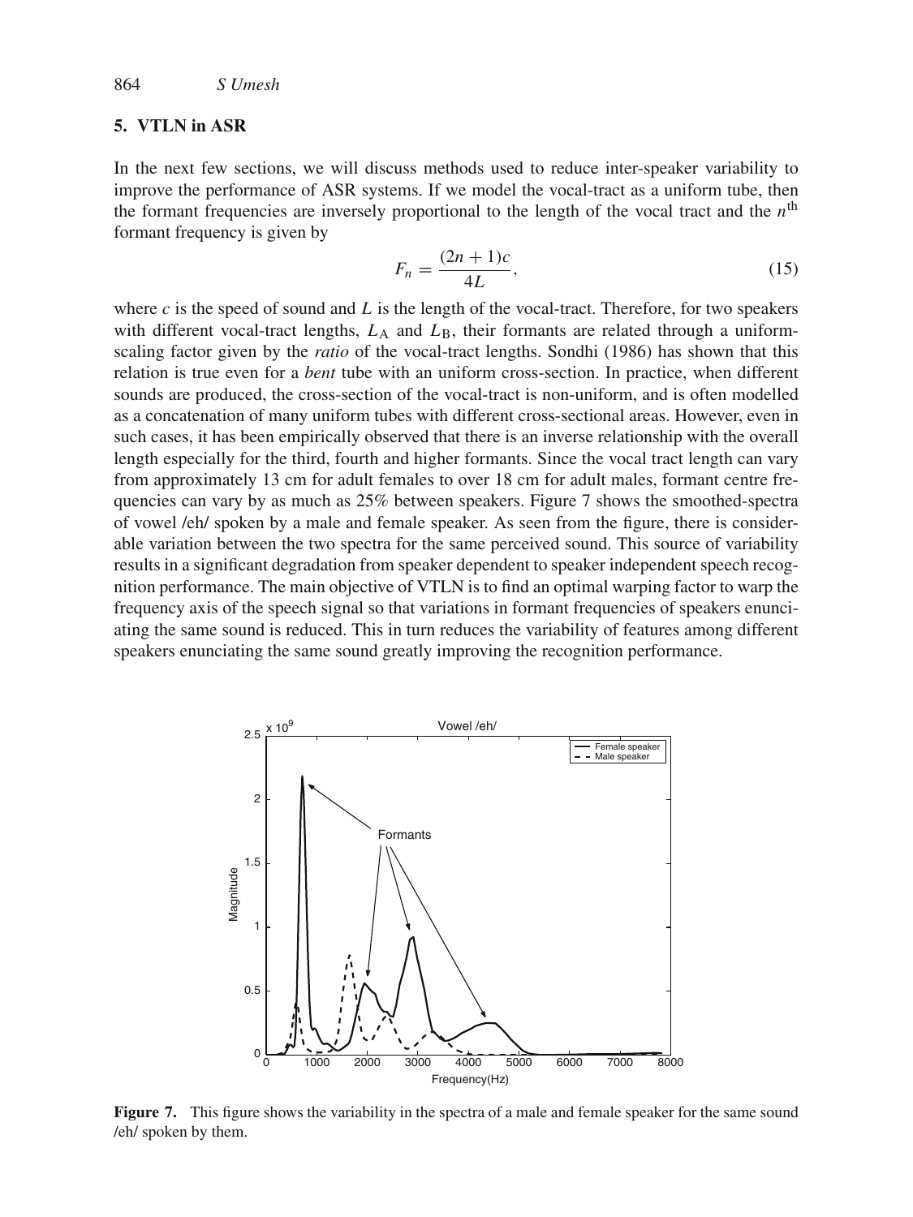## 5. VTLN in ASR

In the next few sections, we will discuss methods used to reduce inter-speaker variability to improve the performance of ASR systems. If we model the vocal-tract as a uniform tube, then the formant frequencies are inversely proportional to the length of the vocal tract and the $n^{\text{th}}$ formant frequency is given by

$$F_n = \frac{(2n+1)c}{4L}, \tag{15}$$

where $c$ is the speed of sound and $L$ is the length of the vocal-tract. Therefore, for two speakers with different vocal-tract lengths, $L_A$ and $L_B$, their formants are related through a uniform-scaling factor given by the *ratio* of the vocal-tract lengths. Sondhi (1986) has shown that this relation is true even for a *bent* tube with an uniform cross-section. In practice, when different sounds are produced, the cross-section of the vocal-tract is non-uniform, and is often modelled as a concatenation of many uniform tubes with different cross-sectional areas. However, even in such cases, it has been empirically observed that there is an inverse relationship with the overall length especially for the third, fourth and higher formants. Since the vocal tract length can vary from approximately 13 cm for adult females to over 18 cm for adult males, formant centre frequencies can vary by as much as 25% between speakers. Figure 7 shows the smoothed-spectra of vowel /eh/ spoken by a male and female speaker. As seen from the figure, there is considerable variation between the two spectra for the same perceived sound. This source of variability results in a significant degradation from speaker dependent to speaker independent speech recognition performance. The main objective of VTLN is to find an optimal warping factor to warp the frequency axis of the speech signal so that variations in formant frequencies of speakers enunciating the same sound is reduced. This in turn reduces the variability of features among different speakers enunciating the same sound greatly improving the recognition performance.

**Figure 7.** This figure shows the variability in the spectra of a male and female speaker for the same sound /eh/ spoken by them.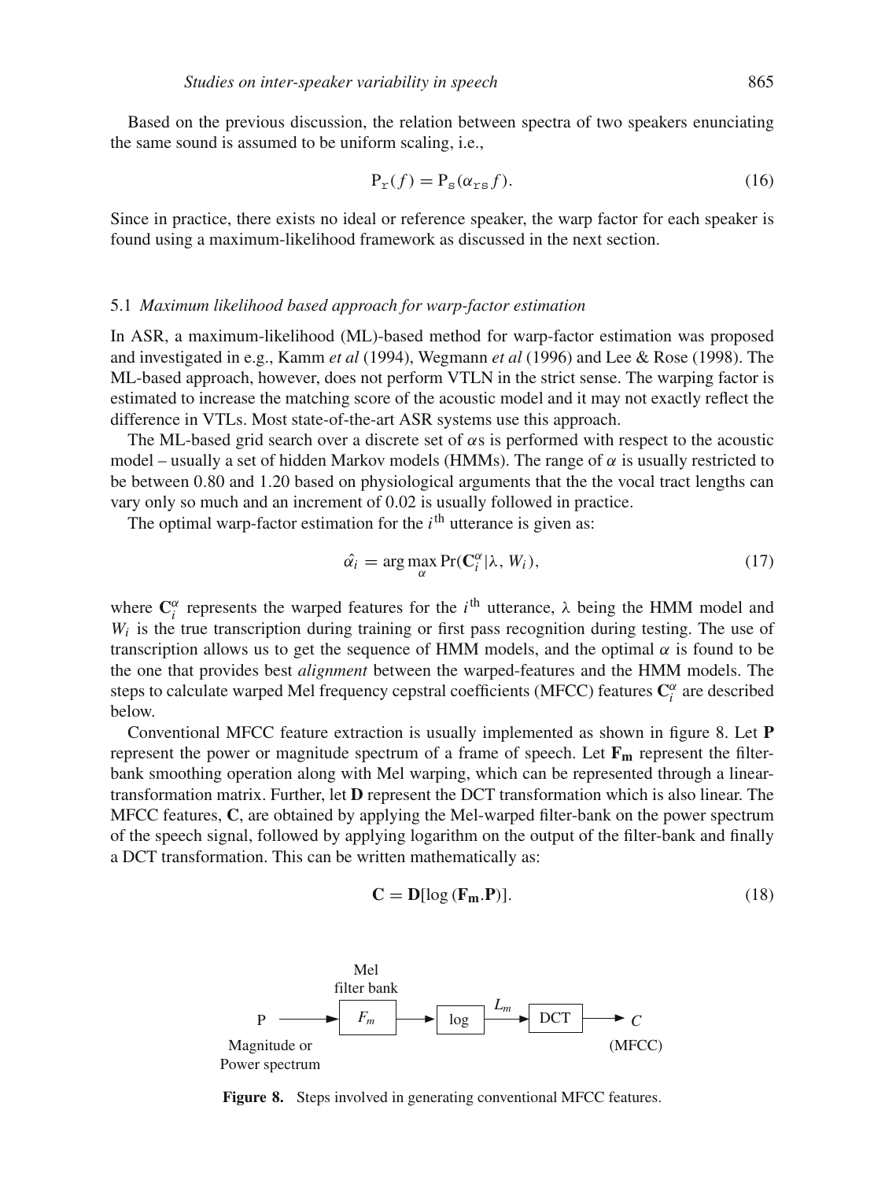Based on the previous discussion, the relation between spectra of two speakers enunciating the same sound is assumed to be uniform scaling, i.e.,

$$\mathrm{P}_{\mathtt{r}}(f) = \mathrm{P}_{\mathtt{s}}(\alpha_{\mathtt{rs}} f). \tag{16}$$

Since in practice, there exists no ideal or reference speaker, the warp factor for each speaker is found using a maximum-likelihood framework as discussed in the next section.

### 5.1 *Maximum likelihood based approach for warp-factor estimation*

In ASR, a maximum-likelihood (ML)-based method for warp-factor estimation was proposed and investigated in e.g., Kamm *et al* (1994), Wegmann *et al* (1996) and Lee & Rose (1998). The ML-based approach, however, does not perform VTLN in the strict sense. The warping factor is estimated to increase the matching score of the acoustic model and it may not exactly reflect the difference in VTLs. Most state-of-the-art ASR systems use this approach.

The ML-based grid search over a discrete set of $\alpha$s is performed with respect to the acoustic model – usually a set of hidden Markov models (HMMs). The range of $\alpha$ is usually restricted to be between 0.80 and 1.20 based on physiological arguments that the the vocal tract lengths can vary only so much and an increment of 0.02 is usually followed in practice.

The optimal warp-factor estimation for the $i^{\text{th}}$ utterance is given as:

$$\hat{\alpha_i} = \arg\max_{\alpha} \Pr(\mathbf{C}_i^{\alpha} | \lambda, W_i), \tag{17}$$

where $\mathbf{C}_i^{\alpha}$ represents the warped features for the $i^{\text{th}}$ utterance, $\lambda$ being the HMM model and $W_i$ is the true transcription during training or first pass recognition during testing. The use of transcription allows us to get the sequence of HMM models, and the optimal $\alpha$ is found to be the one that provides best *alignment* between the warped-features and the HMM models. The steps to calculate warped Mel frequency cepstral coefficients (MFCC) features $\mathbf{C}_i^{\alpha}$ are described below.

Conventional MFCC feature extraction is usually implemented as shown in figure 8. Let $\mathbf{P}$ represent the power or magnitude spectrum of a frame of speech. Let $\mathbf{F_m}$ represent the filter-bank smoothing operation along with Mel warping, which can be represented through a linear-transformation matrix. Further, let $\mathbf{D}$ represent the DCT transformation which is also linear. The MFCC features, $\mathbf{C}$, are obtained by applying the Mel-warped filter-bank on the power spectrum of the speech signal, followed by applying logarithm on the output of the filter-bank and finally a DCT transformation. This can be written mathematically as:

$$\mathbf{C} = \mathbf{D}[\log(\mathbf{F_m}.\mathbf{P})]. \tag{18}$$

P (Magnitude or Power spectrum) → Mel filter bank $F_m$ → log → $L_m$ → DCT → $C$ (MFCC)

**Figure 8.** Steps involved in generating conventional MFCC features.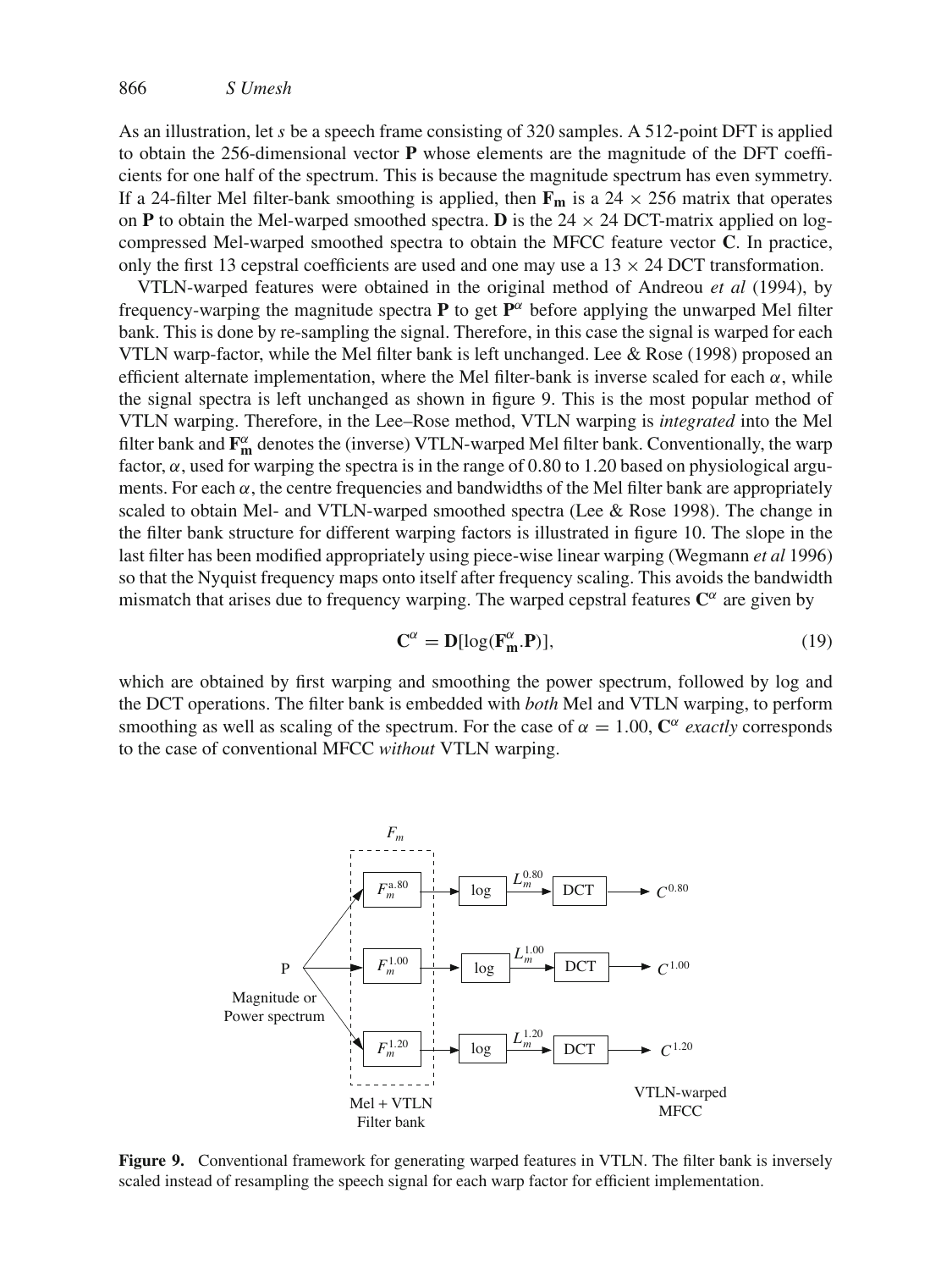As an illustration, let $s$ be a speech frame consisting of 320 samples. A 512-point DFT is applied to obtain the 256-dimensional vector $\mathbf{P}$ whose elements are the magnitude of the DFT coefficients for one half of the spectrum. This is because the magnitude spectrum has even symmetry. If a 24-filter Mel filter-bank smoothing is applied, then $\mathbf{F_m}$ is a $24 \times 256$ matrix that operates on $\mathbf{P}$ to obtain the Mel-warped smoothed spectra. $\mathbf{D}$ is the $24 \times 24$ DCT-matrix applied on log-compressed Mel-warped smoothed spectra to obtain the MFCC feature vector $\mathbf{C}$. In practice, only the first 13 cepstral coefficients are used and one may use a $13 \times 24$ DCT transformation.

VTLN-warped features were obtained in the original method of Andreou *et al* (1994), by frequency-warping the magnitude spectra $\mathbf{P}$ to get $\mathbf{P}^{\alpha}$ before applying the unwarped Mel filter bank. This is done by re-sampling the signal. Therefore, in this case the signal is warped for each VTLN warp-factor, while the Mel filter bank is left unchanged. Lee & Rose (1998) proposed an efficient alternate implementation, where the Mel filter-bank is inverse scaled for each $\alpha$, while the signal spectra is left unchanged as shown in figure 9. This is the most popular method of VTLN warping. Therefore, in the Lee–Rose method, VTLN warping is *integrated* into the Mel filter bank and $\mathbf{F}_{\mathbf{m}}^{\alpha}$ denotes the (inverse) VTLN-warped Mel filter bank. Conventionally, the warp factor, $\alpha$, used for warping the spectra is in the range of 0.80 to 1.20 based on physiological arguments. For each $\alpha$, the centre frequencies and bandwidths of the Mel filter bank are appropriately scaled to obtain Mel- and VTLN-warped smoothed spectra (Lee & Rose 1998). The change in the filter bank structure for different warping factors is illustrated in figure 10. The slope in the last filter has been modified appropriately using piece-wise linear warping (Wegmann *et al* 1996) so that the Nyquist frequency maps onto itself after frequency scaling. This avoids the bandwidth mismatch that arises due to frequency warping. The warped cepstral features $\mathbf{C}^{\alpha}$ are given by

$$\mathbf{C}^{\alpha} = \mathbf{D}[\log(\mathbf{F}_{\mathbf{m}}^{\alpha}.\mathbf{P})], \tag{19}$$

which are obtained by first warping and smoothing the power spectrum, followed by log and the DCT operations. The filter bank is embedded with *both* Mel and VTLN warping, to perform smoothing as well as scaling of the spectrum. For the case of $\alpha = 1.00$, $\mathbf{C}^{\alpha}$ *exactly* corresponds to the case of conventional MFCC *without* VTLN warping.

**Figure 9.** Conventional framework for generating warped features in VTLN. The filter bank is inversely scaled instead of resampling the speech signal for each warp factor for efficient implementation.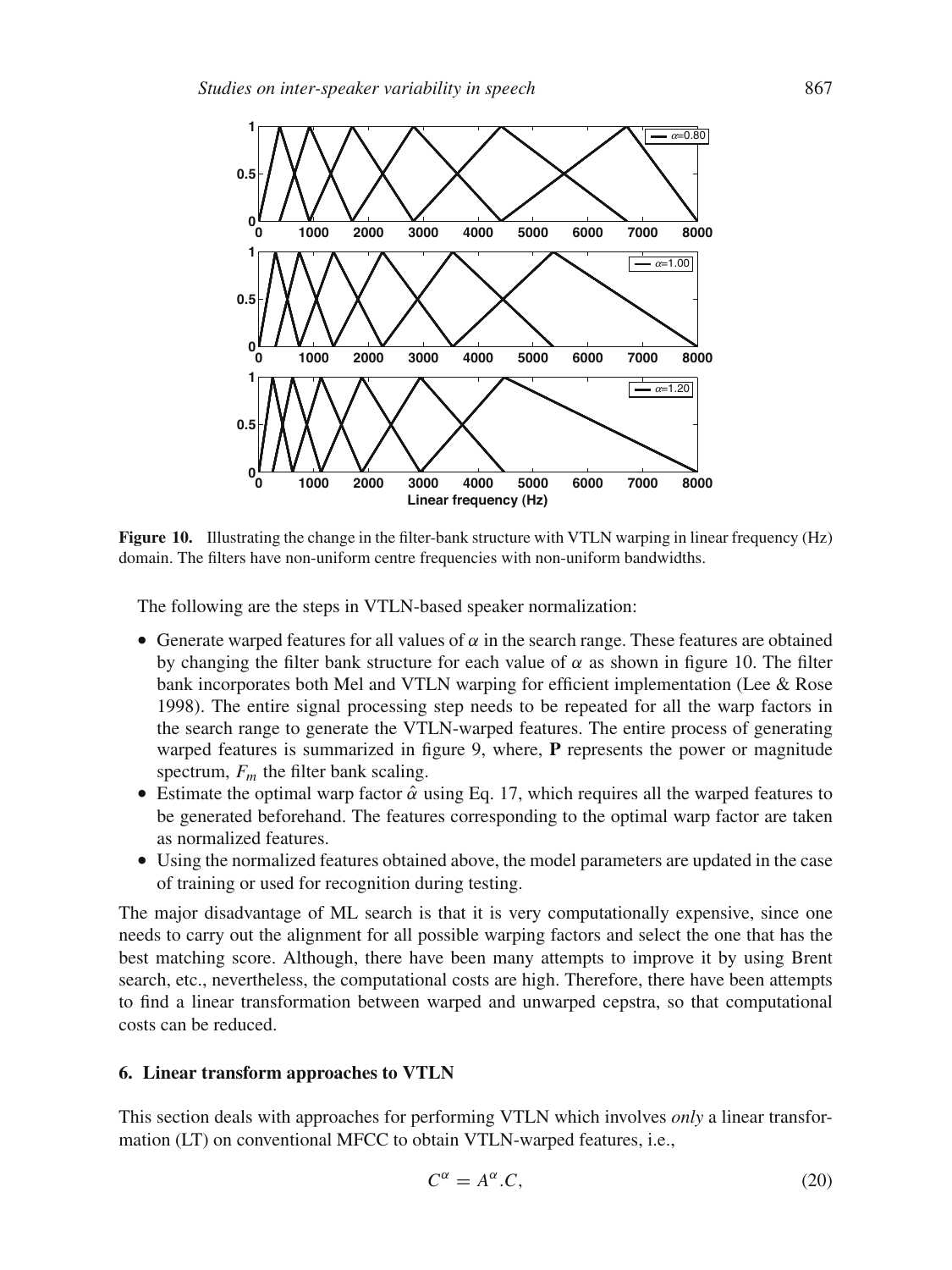**Figure 10.** Illustrating the change in the filter-bank structure with VTLN warping in linear frequency (Hz) domain. The filters have non-uniform centre frequencies with non-uniform bandwidths.

The following are the steps in VTLN-based speaker normalization:

- Generate warped features for all values of $\alpha$ in the search range. These features are obtained by changing the filter bank structure for each value of $\alpha$ as shown in figure 10. The filter bank incorporates both Mel and VTLN warping for efficient implementation (Lee & Rose 1998). The entire signal processing step needs to be repeated for all the warp factors in the search range to generate the VTLN-warped features. The entire process of generating warped features is summarized in figure 9, where, **P** represents the power or magnitude spectrum, $F_m$ the filter bank scaling.
- Estimate the optimal warp factor $\hat{\alpha}$ using Eq. 17, which requires all the warped features to be generated beforehand. The features corresponding to the optimal warp factor are taken as normalized features.
- Using the normalized features obtained above, the model parameters are updated in the case of training or used for recognition during testing.

The major disadvantage of ML search is that it is very computationally expensive, since one needs to carry out the alignment for all possible warping factors and select the one that has the best matching score. Although, there have been many attempts to improve it by using Brent search, etc., nevertheless, the computational costs are high. Therefore, there have been attempts to find a linear transformation between warped and unwarped cepstra, so that computational costs can be reduced.

## 6. Linear transform approaches to VTLN

This section deals with approaches for performing VTLN which involves *only* a linear transformation (LT) on conventional MFCC to obtain VTLN-warped features, i.e.,

$$C^{\alpha} = A^{\alpha}.C, \tag{20}$$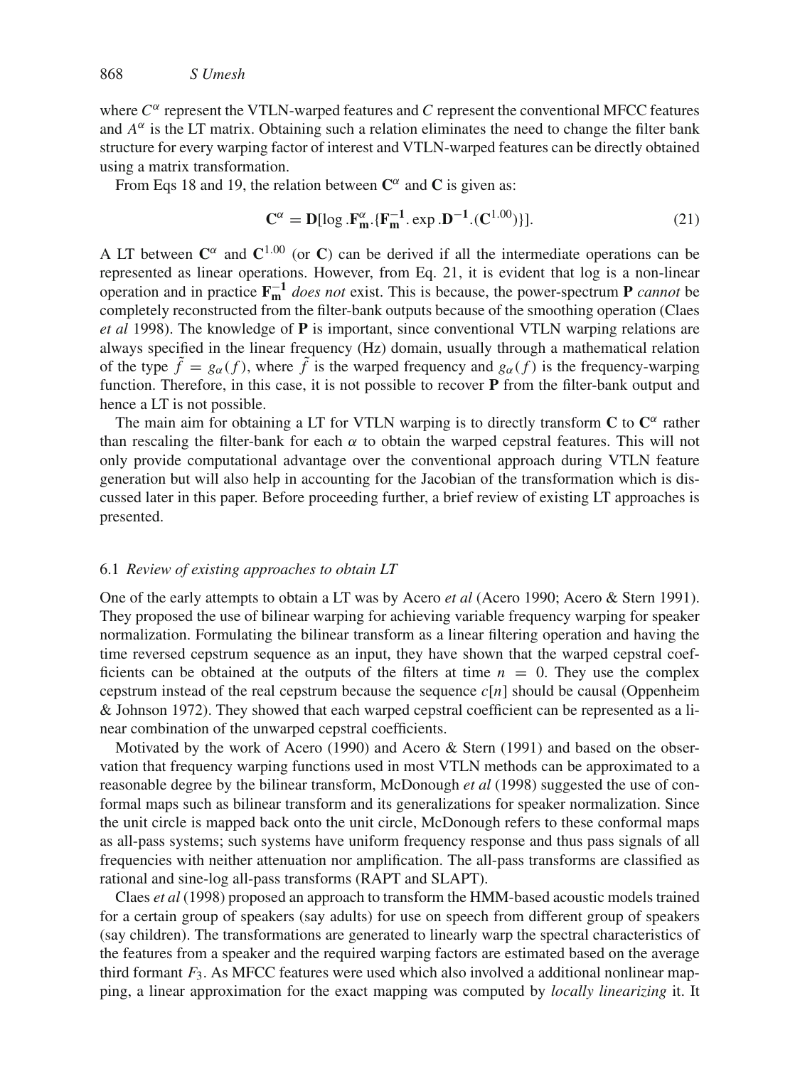where $C^{\alpha}$ represent the VTLN-warped features and $C$ represent the conventional MFCC features and $A^{\alpha}$ is the LT matrix. Obtaining such a relation eliminates the need to change the filter bank structure for every warping factor of interest and VTLN-warped features can be directly obtained using a matrix transformation.

From Eqs 18 and 19, the relation between $\mathbf{C}^{\alpha}$ and $\mathbf{C}$ is given as:

$$\mathbf{C}^{\alpha} = \mathbf{D}[\log .\mathbf{F}_{\mathbf{m}}^{\alpha}.\{\mathbf{F}_{\mathbf{m}}^{-1}.\exp .\mathbf{D}^{-1}.(\mathbf{C}^{1.00})\}]. \tag{21}$$

A LT between $\mathbf{C}^{\alpha}$ and $\mathbf{C}^{1.00}$ (or $\mathbf{C}$) can be derived if all the intermediate operations can be represented as linear operations. However, from Eq. 21, it is evident that log is a non-linear operation and in practice $\mathbf{F}_{\mathbf{m}}^{-1}$ *does not* exist. This is because, the power-spectrum $\mathbf{P}$ *cannot* be completely reconstructed from the filter-bank outputs because of the smoothing operation (Claes *et al* 1998). The knowledge of $\mathbf{P}$ is important, since conventional VTLN warping relations are always specified in the linear frequency (Hz) domain, usually through a mathematical relation of the type $\tilde{f} = g_{\alpha}(f)$, where $\tilde{f}$ is the warped frequency and $g_{\alpha}(f)$ is the frequency-warping function. Therefore, in this case, it is not possible to recover $\mathbf{P}$ from the filter-bank output and hence a LT is not possible.

The main aim for obtaining a LT for VTLN warping is to directly transform $\mathbf{C}$ to $\mathbf{C}^{\alpha}$ rather than rescaling the filter-bank for each $\alpha$ to obtain the warped cepstral features. This will not only provide computational advantage over the conventional approach during VTLN feature generation but will also help in accounting for the Jacobian of the transformation which is discussed later in this paper. Before proceeding further, a brief review of existing LT approaches is presented.

### 6.1 *Review of existing approaches to obtain LT*

One of the early attempts to obtain a LT was by Acero *et al* (Acero 1990; Acero & Stern 1991). They proposed the use of bilinear warping for achieving variable frequency warping for speaker normalization. Formulating the bilinear transform as a linear filtering operation and having the time reversed cepstrum sequence as an input, they have shown that the warped cepstral coefficients can be obtained at the outputs of the filters at time $n = 0$. They use the complex cepstrum instead of the real cepstrum because the sequence $c[n]$ should be causal (Oppenheim & Johnson 1972). They showed that each warped cepstral coefficient can be represented as a linear combination of the unwarped cepstral coefficients.

Motivated by the work of Acero (1990) and Acero & Stern (1991) and based on the observation that frequency warping functions used in most VTLN methods can be approximated to a reasonable degree by the bilinear transform, McDonough *et al* (1998) suggested the use of conformal maps such as bilinear transform and its generalizations for speaker normalization. Since the unit circle is mapped back onto the unit circle, McDonough refers to these conformal maps as all-pass systems; such systems have uniform frequency response and thus pass signals of all frequencies with neither attenuation nor amplification. The all-pass transforms are classified as rational and sine-log all-pass transforms (RAPT and SLAPT).

Claes *et al* (1998) proposed an approach to transform the HMM-based acoustic models trained for a certain group of speakers (say adults) for use on speech from different group of speakers (say children). The transformations are generated to linearly warp the spectral characteristics of the features from a speaker and the required warping factors are estimated based on the average third formant $F_3$. As MFCC features were used which also involved a additional nonlinear mapping, a linear approximation for the exact mapping was computed by *locally linearizing* it. It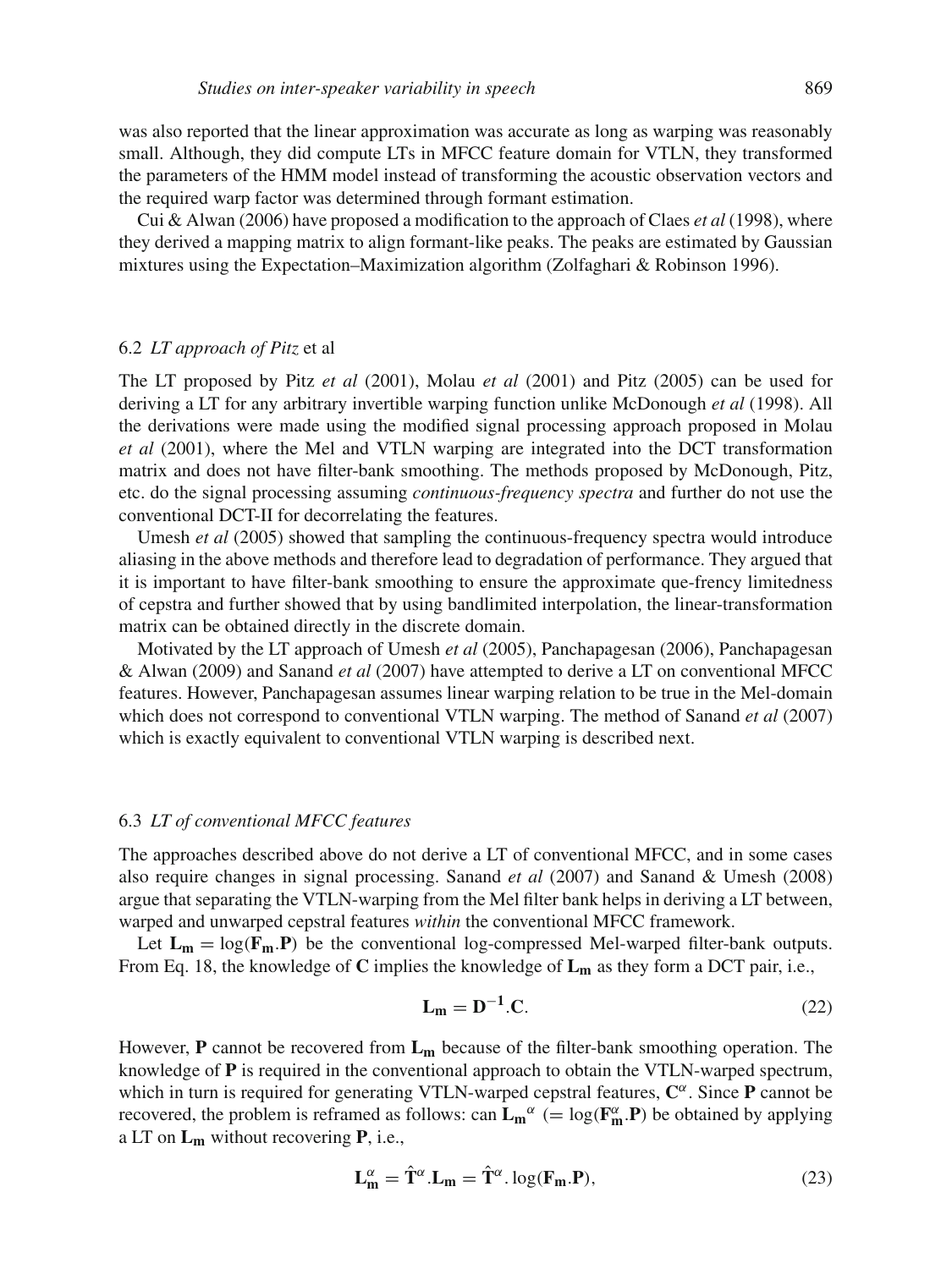was also reported that the linear approximation was accurate as long as warping was reasonably small. Although, they did compute LTs in MFCC feature domain for VTLN, they transformed the parameters of the HMM model instead of transforming the acoustic observation vectors and the required warp factor was determined through formant estimation.

Cui & Alwan (2006) have proposed a modification to the approach of Claes *et al* (1998), where they derived a mapping matrix to align formant-like peaks. The peaks are estimated by Gaussian mixtures using the Expectation–Maximization algorithm (Zolfaghari & Robinson 1996).

### 6.2 *LT approach of Pitz* et al

The LT proposed by Pitz *et al* (2001), Molau *et al* (2001) and Pitz (2005) can be used for deriving a LT for any arbitrary invertible warping function unlike McDonough *et al* (1998). All the derivations were made using the modified signal processing approach proposed in Molau *et al* (2001), where the Mel and VTLN warping are integrated into the DCT transformation matrix and does not have filter-bank smoothing. The methods proposed by McDonough, Pitz, etc. do the signal processing assuming *continuous-frequency spectra* and further do not use the conventional DCT-II for decorrelating the features.

Umesh *et al* (2005) showed that sampling the continuous-frequency spectra would introduce aliasing in the above methods and therefore lead to degradation of performance. They argued that it is important to have filter-bank smoothing to ensure the approximate que-frency limitedness of cepstra and further showed that by using bandlimited interpolation, the linear-transformation matrix can be obtained directly in the discrete domain.

Motivated by the LT approach of Umesh *et al* (2005), Panchapagesan (2006), Panchapagesan & Alwan (2009) and Sanand *et al* (2007) have attempted to derive a LT on conventional MFCC features. However, Panchapagesan assumes linear warping relation to be true in the Mel-domain which does not correspond to conventional VTLN warping. The method of Sanand *et al* (2007) which is exactly equivalent to conventional VTLN warping is described next.

### 6.3 *LT of conventional MFCC features*

The approaches described above do not derive a LT of conventional MFCC, and in some cases also require changes in signal processing. Sanand *et al* (2007) and Sanand & Umesh (2008) argue that separating the VTLN-warping from the Mel filter bank helps in deriving a LT between, warped and unwarped cepstral features *within* the conventional MFCC framework.

Let $\mathbf{L_m} = \log(\mathbf{F_m}.\mathbf{P})$ be the conventional log-compressed Mel-warped filter-bank outputs. From Eq. 18, the knowledge of $\mathbf{C}$ implies the knowledge of $\mathbf{L_m}$ as they form a DCT pair, i.e.,

$$\mathbf{L_m} = \mathbf{D^{-1}}.\mathbf{C}. \tag{22}$$

However, $\mathbf{P}$ cannot be recovered from $\mathbf{L_m}$ because of the filter-bank smoothing operation. The knowledge of $\mathbf{P}$ is required in the conventional approach to obtain the VTLN-warped spectrum, which in turn is required for generating VTLN-warped cepstral features, $\mathbf{C}^{\alpha}$. Since $\mathbf{P}$ cannot be recovered, the problem is reframed as follows: can $\mathbf{L_m}^{\alpha}$ $(= \log(\mathbf{F}^{\alpha}_{\mathbf{m}}.\mathbf{P})$ be obtained by applying a LT on $\mathbf{L_m}$ without recovering $\mathbf{P}$, i.e.,

$$\mathbf{L}^{\alpha}_{\mathbf{m}} = \hat{\mathbf{T}}^{\alpha}.\mathbf{L_m} = \hat{\mathbf{T}}^{\alpha}.\log(\mathbf{F_m}.\mathbf{P}), \tag{23}$$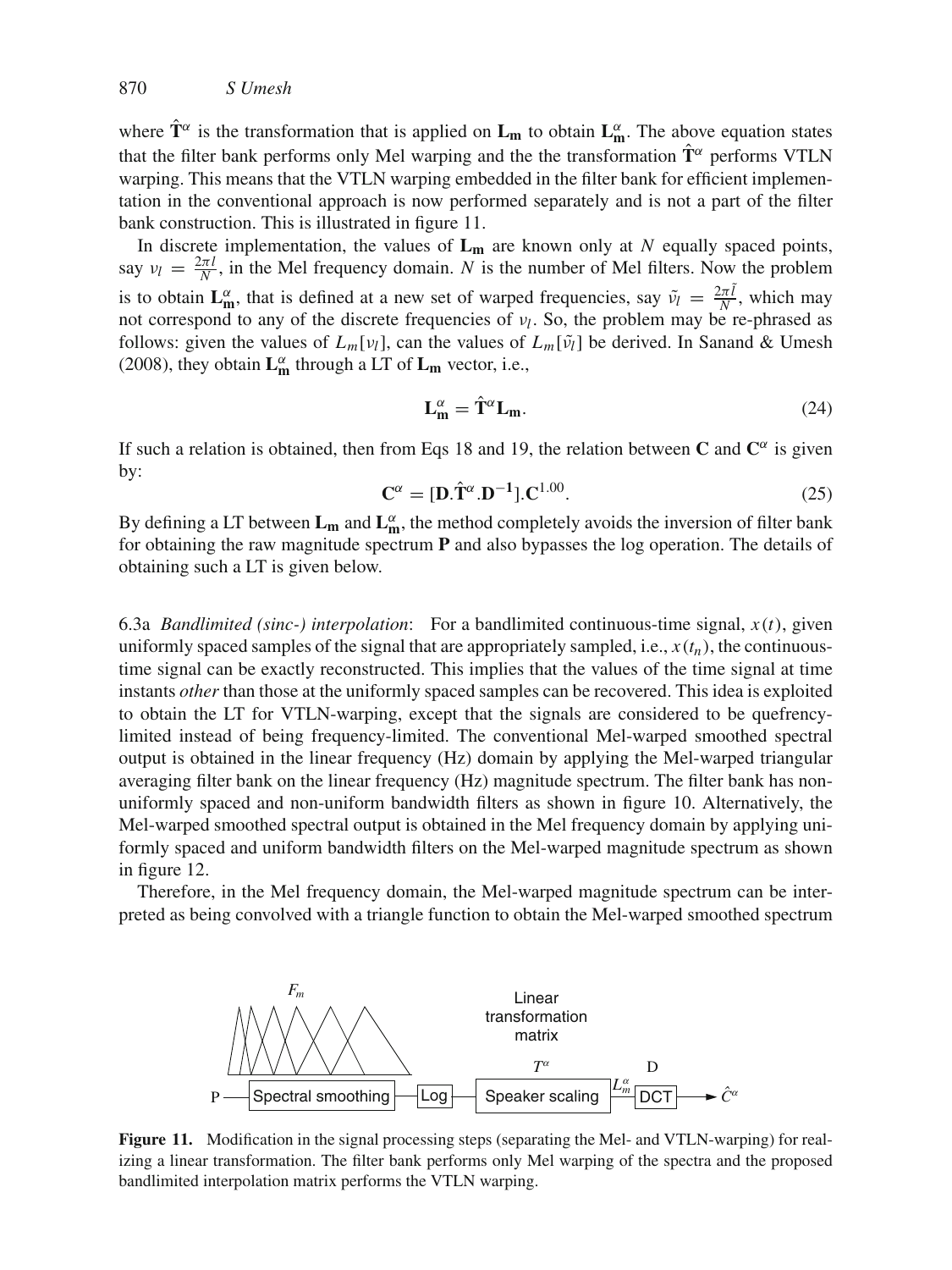where $\hat{\mathbf{T}}^{\alpha}$ is the transformation that is applied on $\mathbf{L_m}$ to obtain $\mathbf{L_m^{\alpha}}$. The above equation states that the filter bank performs only Mel warping and the the transformation $\hat{\mathbf{T}}^{\alpha}$ performs VTLN warping. This means that the VTLN warping embedded in the filter bank for efficient implementation in the conventional approach is now performed separately and is not a part of the filter bank construction. This is illustrated in figure 11.

In discrete implementation, the values of $\mathbf{L_m}$ are known only at $N$ equally spaced points, say $\nu_l = \frac{2\pi l}{N}$, in the Mel frequency domain. $N$ is the number of Mel filters. Now the problem is to obtain $\mathbf{L_m^{\alpha}}$, that is defined at a new set of warped frequencies, say $\tilde{\nu}_l = \frac{2\pi \tilde{l}}{N}$, which may not correspond to any of the discrete frequencies of $\nu_l$. So, the problem may be re-phrased as follows: given the values of $L_m[\nu_l]$, can the values of $L_m[\tilde{\nu}_l]$ be derived. In Sanand & Umesh (2008), they obtain $\mathbf{L_m^{\alpha}}$ through a LT of $\mathbf{L_m}$ vector, i.e.,

$$\mathbf{L_m^{\alpha}} = \hat{\mathbf{T}}^{\alpha}\mathbf{L_m}. \tag{24}$$

If such a relation is obtained, then from Eqs 18 and 19, the relation between $\mathbf{C}$ and $\mathbf{C}^{\alpha}$ is given by:

$$\mathbf{C}^{\alpha} = [\mathbf{D}.\hat{\mathbf{T}}^{\alpha}.\mathbf{D^{-1}}].\mathbf{C}^{1.00}. \tag{25}$$

By defining a LT between $\mathbf{L_m}$ and $\mathbf{L_m^{\alpha}}$, the method completely avoids the inversion of filter bank for obtaining the raw magnitude spectrum $\mathbf{P}$ and also bypasses the log operation. The details of obtaining such a LT is given below.

6.3a *Bandlimited (sinc-) interpolation*: For a bandlimited continuous-time signal, $x(t)$, given uniformly spaced samples of the signal that are appropriately sampled, i.e., $x(t_n)$, the continuous-time signal can be exactly reconstructed. This implies that the values of the time signal at time instants *other* than those at the uniformly spaced samples can be recovered. This idea is exploited to obtain the LT for VTLN-warping, except that the signals are considered to be quefrency-limited instead of being frequency-limited. The conventional Mel-warped smoothed spectral output is obtained in the linear frequency (Hz) domain by applying the Mel-warped triangular averaging filter bank on the linear frequency (Hz) magnitude spectrum. The filter bank has non-uniformly spaced and non-uniform bandwidth filters as shown in figure 10. Alternatively, the Mel-warped smoothed spectral output is obtained in the Mel frequency domain by applying uniformly spaced and uniform bandwidth filters on the Mel-warped magnitude spectrum as shown in figure 12.

Therefore, in the Mel frequency domain, the Mel-warped magnitude spectrum can be interpreted as being convolved with a triangle function to obtain the Mel-warped smoothed spectrum

**Figure 11.** Modification in the signal processing steps (separating the Mel- and VTLN-warping) for realizing a linear transformation. The filter bank performs only Mel warping of the spectra and the proposed bandlimited interpolation matrix performs the VTLN warping.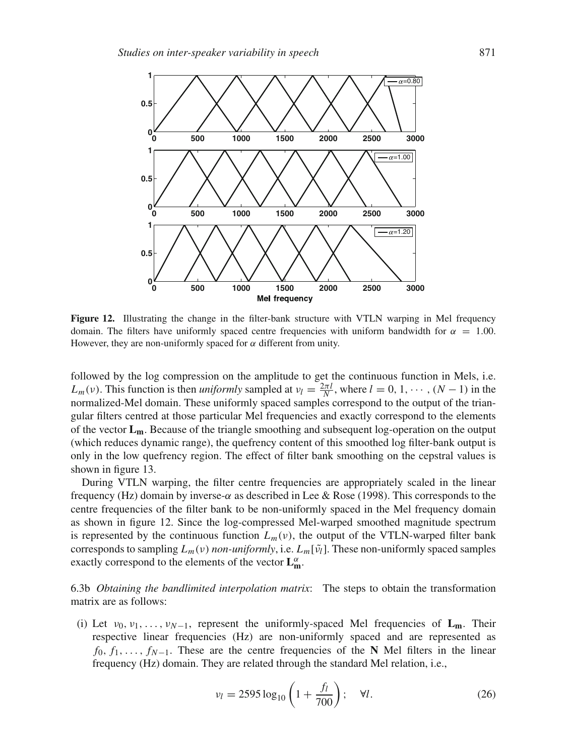**Figure 12.** Illustrating the change in the filter-bank structure with VTLN warping in Mel frequency domain. The filters have uniformly spaced centre frequencies with uniform bandwidth for $\alpha = 1.00$. However, they are non-uniformly spaced for $\alpha$ different from unity.

followed by the log compression on the amplitude to get the continuous function in Mels, i.e. $L_m(\nu)$. This function is then *uniformly* sampled at $\nu_l = \frac{2\pi l}{N}$, where $l = 0, 1, \cdots, (N-1)$ in the normalized-Mel domain. These uniformly spaced samples correspond to the output of the triangular filters centred at those particular Mel frequencies and exactly correspond to the elements of the vector $\mathbf{L_m}$. Because of the triangle smoothing and subsequent log-operation on the output (which reduces dynamic range), the quefrency content of this smoothed log filter-bank output is only in the low quefrency region. The effect of filter bank smoothing on the cepstral values is shown in figure 13.

During VTLN warping, the filter centre frequencies are appropriately scaled in the linear frequency (Hz) domain by inverse-$\alpha$ as described in Lee & Rose (1998). This corresponds to the centre frequencies of the filter bank to be non-uniformly spaced in the Mel frequency domain as shown in figure 12. Since the log-compressed Mel-warped smoothed magnitude spectrum is represented by the continuous function $L_m(\nu)$, the output of the VTLN-warped filter bank corresponds to sampling $L_m(\nu)$ *non-uniformly*, i.e. $L_m[\tilde{\nu}_l]$. These non-uniformly spaced samples exactly correspond to the elements of the vector $\mathbf{L_m^\alpha}$.

6.3b *Obtaining the bandlimited interpolation matrix*: The steps to obtain the transformation matrix are as follows:

(i) Let $\nu_0, \nu_1, \ldots, \nu_{N-1}$, represent the uniformly-spaced Mel frequencies of $\mathbf{L_m}$. Their respective linear frequencies (Hz) are non-uniformly spaced and are represented as $f_0, f_1, \ldots, f_{N-1}$. These are the centre frequencies of the $\mathbf{N}$ Mel filters in the linear frequency (Hz) domain. They are related through the standard Mel relation, i.e.,

$$\nu_l = 2595 \log_{10}\left(1 + \frac{f_l}{700}\right); \quad \forall l. \tag{26}$$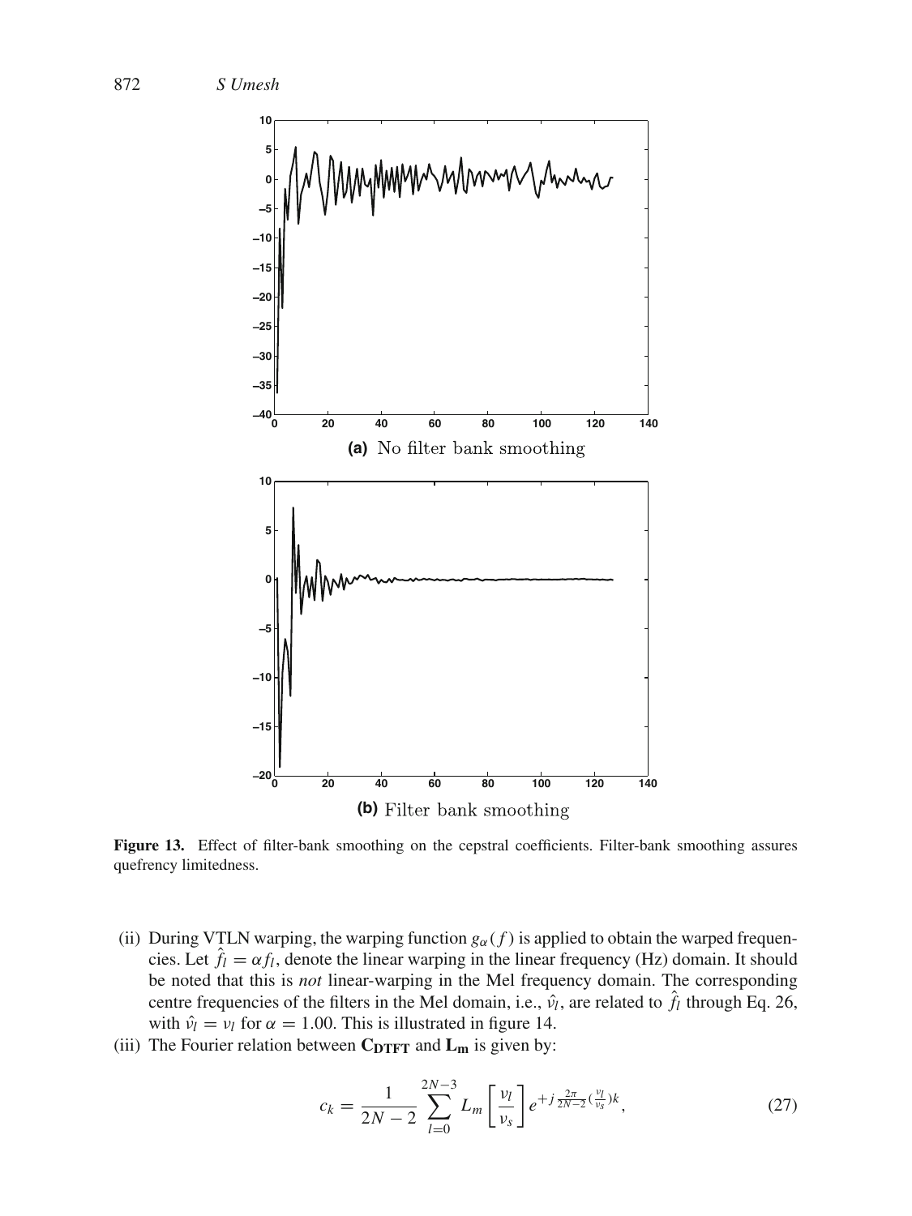(a) No filter bank smoothing

(b) Filter bank smoothing

**Figure 13.** Effect of filter-bank smoothing on the cepstral coefficients. Filter-bank smoothing assures quefrency limitedness.

(ii) During VTLN warping, the warping function $g_\alpha(f)$ is applied to obtain the warped frequencies. Let $\hat{f}_l = \alpha f_l$, denote the linear warping in the linear frequency (Hz) domain. It should be noted that this is *not* linear-warping in the Mel frequency domain. The corresponding centre frequencies of the filters in the Mel domain, i.e., $\hat{\nu}_l$, are related to $\hat{f}_l$ through Eq. 26, with $\hat{\nu}_l = \nu_l$ for $\alpha = 1.00$. This is illustrated in figure 14.

(iii) The Fourier relation between $\mathbf{C_{DTFT}}$ and $\mathbf{L_m}$ is given by:

$$c_k = \frac{1}{2N-2} \sum_{l=0}^{2N-3} L_m \left[ \frac{\nu_l}{\nu_s} \right] e^{+j \frac{2\pi}{2N-2} (\frac{\nu_l}{\nu_s}) k}, \tag{27}$$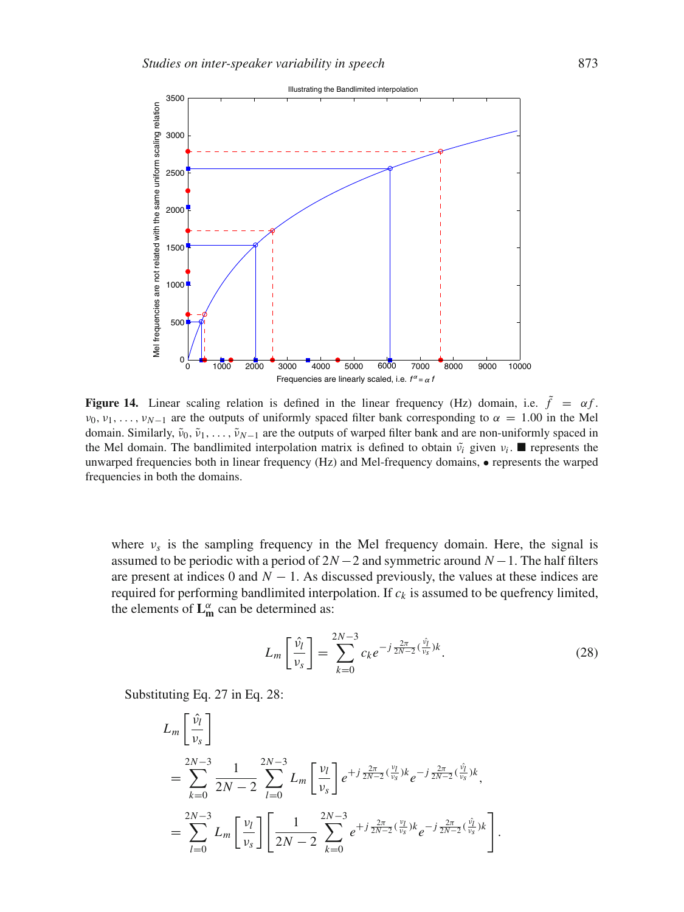**Figure 14.** Linear scaling relation is defined in the linear frequency (Hz) domain, i.e. $\tilde{f} = \alpha f$. $\nu_0, \nu_1, \ldots, \nu_{N-1}$ are the outputs of uniformly spaced filter bank corresponding to $\alpha = 1.00$ in the Mel domain. Similarly, $\tilde{\nu}_0, \tilde{\nu}_1, \ldots, \tilde{\nu}_{N-1}$ are the outputs of warped filter bank and are non-uniformly spaced in the Mel domain. The bandlimited interpolation matrix is defined to obtain $\tilde{\nu}_i$ given $\nu_i$. ■ represents the unwarped frequencies both in linear frequency (Hz) and Mel-frequency domains, • represents the warped frequencies in both the domains.

where $\nu_s$ is the sampling frequency in the Mel frequency domain. Here, the signal is assumed to be periodic with a period of $2N-2$ and symmetric around $N-1$. The half filters are present at indices 0 and $N-1$. As discussed previously, the values at these indices are required for performing bandlimited interpolation. If $c_k$ is assumed to be quefrency limited, the elements of $\mathbf{L}^{\alpha}_{\mathbf{m}}$ can be determined as:

$$L_m\left[\frac{\hat{\nu}_l}{\nu_s}\right] = \sum_{k=0}^{2N-3} c_k e^{-j\frac{2\pi}{2N-2}\left(\frac{\hat{\nu}_l}{\nu_s}\right)k}. \tag{28}$$

Substituting Eq. 27 in Eq. 28:

$$\begin{aligned}
L_m&\left[\frac{\hat{\nu}_l}{\nu_s}\right] \\
&= \sum_{k=0}^{2N-3} \frac{1}{2N-2} \sum_{l=0}^{2N-3} L_m\left[\frac{\nu_l}{\nu_s}\right] e^{+j\frac{2\pi}{2N-2}\left(\frac{\nu_l}{\nu_s}\right)k} e^{-j\frac{2\pi}{2N-2}\left(\frac{\hat{\nu}_l}{\nu_s}\right)k}, \\
&= \sum_{l=0}^{2N-3} L_m\left[\frac{\nu_l}{\nu_s}\right]\left[\frac{1}{2N-2} \sum_{k=0}^{2N-3} e^{+j\frac{2\pi}{2N-2}\left(\frac{\nu_l}{\nu_s}\right)k} e^{-j\frac{2\pi}{2N-2}\left(\frac{\hat{\nu}_l}{\nu_s}\right)k}\right].
\end{aligned}$$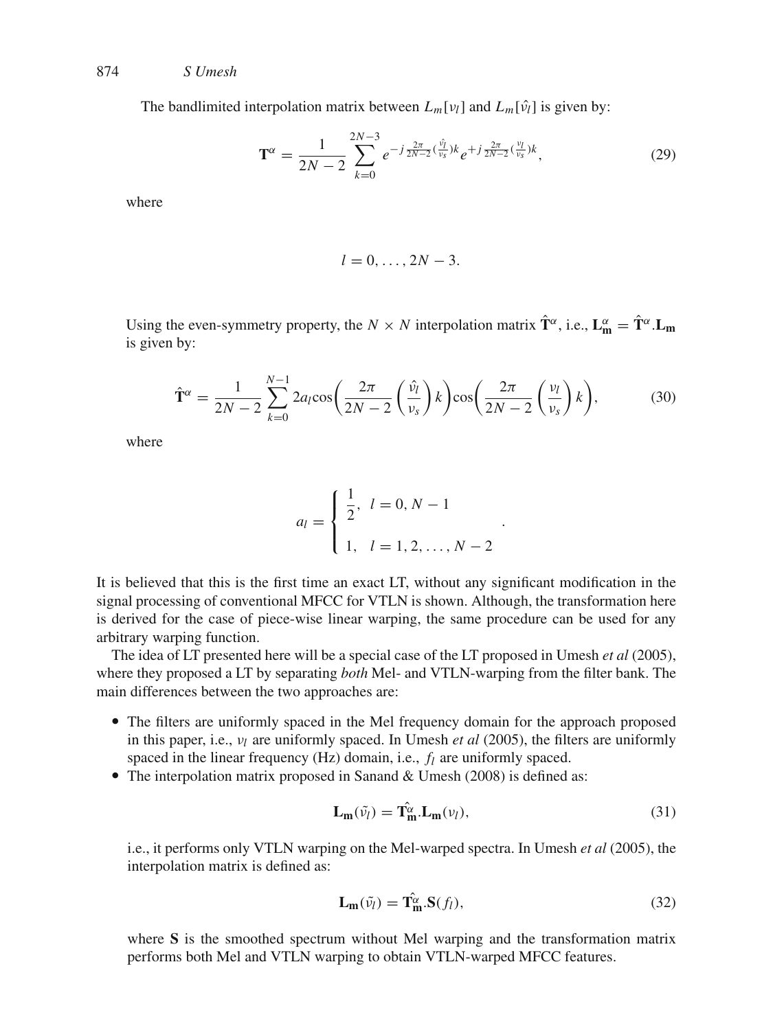The bandlimited interpolation matrix between $L_m[\nu_l]$ and $L_m[\hat{\nu}_l]$ is given by:

$$\mathbf{T}^{\alpha} = \frac{1}{2N-2} \sum_{k=0}^{2N-3} e^{-j\frac{2\pi}{2N-2}(\frac{\hat{\nu}_l}{\nu_s})k} e^{+j\frac{2\pi}{2N-2}(\frac{\nu_l}{\nu_s})k}, \tag{29}$$

where

$$l = 0, \ldots, 2N-3.$$

Using the even-symmetry property, the $N \times N$ interpolation matrix $\hat{\mathbf{T}}^{\alpha}$, i.e., $\mathbf{L}_{\mathbf{m}}^{\alpha} = \hat{\mathbf{T}}^{\alpha}.\mathbf{L}_{\mathbf{m}}$ is given by:

$$\hat{\mathbf{T}}^{\alpha} = \frac{1}{2N-2} \sum_{k=0}^{N-1} 2a_l \cos\left(\frac{2\pi}{2N-2}\left(\frac{\hat{\nu}_l}{\nu_s}\right)k\right)\cos\left(\frac{2\pi}{2N-2}\left(\frac{\nu_l}{\nu_s}\right)k\right), \tag{30}$$

where

$$a_l = \begin{cases} \dfrac{1}{2}, & l = 0, N-1 \\ 1, & l = 1, 2, \ldots, N-2 \end{cases}.$$

It is believed that this is the first time an exact LT, without any significant modification in the signal processing of conventional MFCC for VTLN is shown. Although, the transformation here is derived for the case of piece-wise linear warping, the same procedure can be used for any arbitrary warping function.

The idea of LT presented here will be a special case of the LT proposed in Umesh *et al* (2005), where they proposed a LT by separating *both* Mel- and VTLN-warping from the filter bank. The main differences between the two approaches are:

- The filters are uniformly spaced in the Mel frequency domain for the approach proposed in this paper, i.e., $\nu_l$ are uniformly spaced. In Umesh *et al* (2005), the filters are uniformly spaced in the linear frequency (Hz) domain, i.e., $f_l$ are uniformly spaced.
- The interpolation matrix proposed in Sanand & Umesh (2008) is defined as:

$$\mathbf{L}_{\mathbf{m}}(\tilde{\nu}_l) = \hat{\mathbf{T}_{\mathbf{m}}^{\alpha}}.\mathbf{L}_{\mathbf{m}}(\nu_l), \tag{31}$$

  i.e., it performs only VTLN warping on the Mel-warped spectra. In Umesh *et al* (2005), the interpolation matrix is defined as:

$$\mathbf{L}_{\mathbf{m}}(\tilde{\nu}_l) = \hat{\mathbf{T}_{\mathbf{m}}^{\alpha}}.\mathbf{S}(f_l), \tag{32}$$

  where $\mathbf{S}$ is the smoothed spectrum without Mel warping and the transformation matrix performs both Mel and VTLN warping to obtain VTLN-warped MFCC features.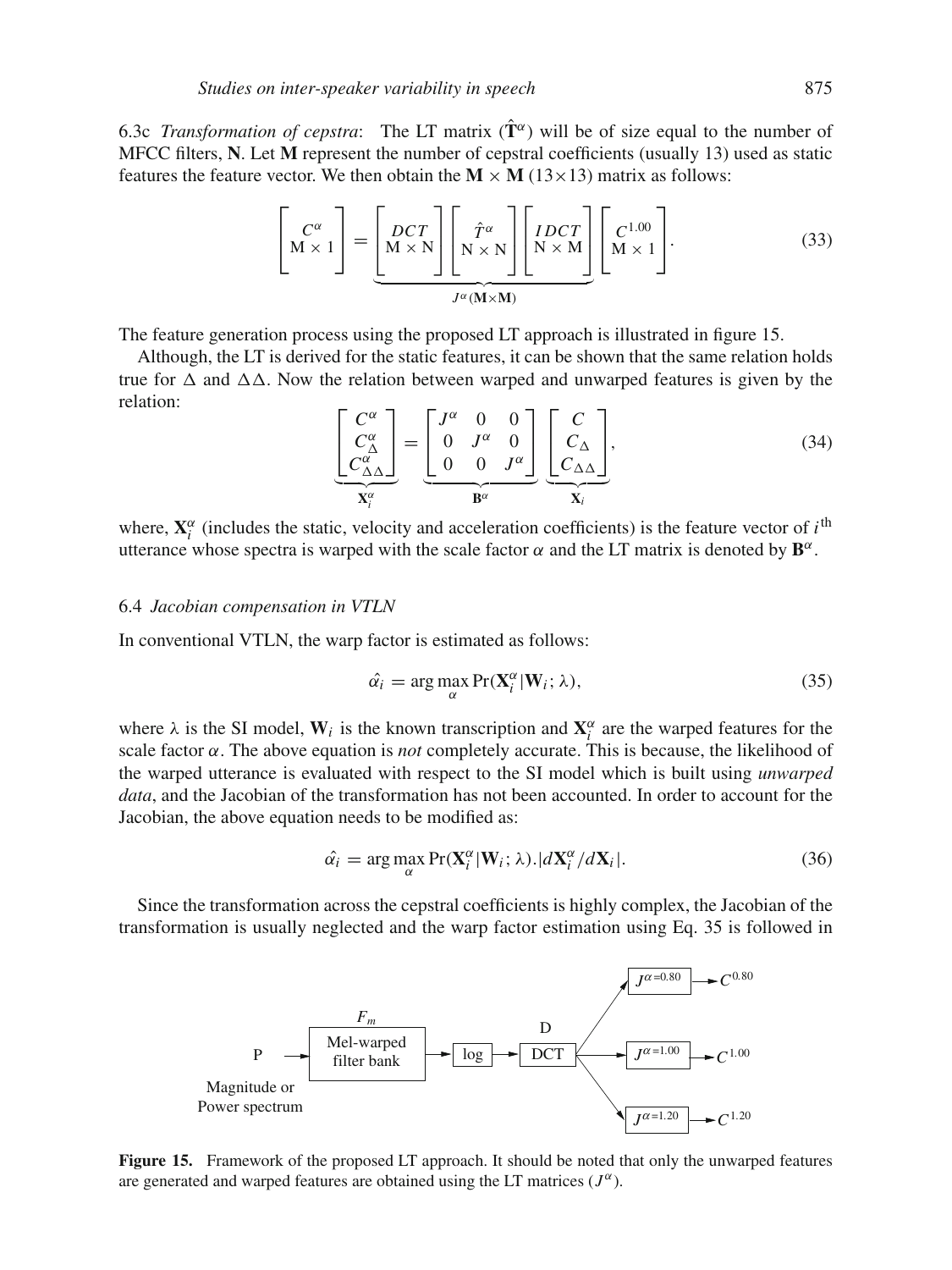6.3c *Transformation of cepstra*: The LT matrix ($\hat{\mathbf{T}}^{\alpha}$) will be of size equal to the number of MFCC filters, **N**. Let **M** represent the number of cepstral coefficients (usually 13) used as static features the feature vector. We then obtain the $\mathbf{M} \times \mathbf{M}$ (13×13) matrix as follows:

$$\begin{bmatrix} C^{\alpha} \\ \mathrm{M} \times 1 \end{bmatrix} = \underbrace{\begin{bmatrix} DCT \\ \mathrm{M} \times \mathrm{N} \end{bmatrix} \begin{bmatrix} \hat{T}^{\alpha} \\ \mathrm{N} \times \mathrm{N} \end{bmatrix} \begin{bmatrix} IDCT \\ \mathrm{N} \times \mathrm{M} \end{bmatrix}}_{J^{\alpha}(\mathbf{M} \times \mathbf{M})} \begin{bmatrix} C^{1.00} \\ \mathrm{M} \times 1 \end{bmatrix}. \tag{33}$$

The feature generation process using the proposed LT approach is illustrated in figure 15.

Although, the LT is derived for the static features, it can be shown that the same relation holds true for $\Delta$ and $\Delta\Delta$. Now the relation between warped and unwarped features is given by the relation:

$$\underbrace{\begin{bmatrix} C^{\alpha} \\ C^{\alpha}_{\Delta} \\ C^{\alpha}_{\Delta\Delta} \end{bmatrix}}_{\mathbf{X}^{\alpha}_{i}} = \underbrace{\begin{bmatrix} J^{\alpha} & 0 & 0 \\ 0 & J^{\alpha} & 0 \\ 0 & 0 & J^{\alpha} \end{bmatrix}}_{\mathbf{B}^{\alpha}} \underbrace{\begin{bmatrix} C \\ C_{\Delta} \\ C_{\Delta\Delta} \end{bmatrix}}_{\mathbf{X}_{i}}, \tag{34}$$

where, $\mathbf{X}^{\alpha}_{i}$ (includes the static, velocity and acceleration coefficients) is the feature vector of $i^{\text{th}}$ utterance whose spectra is warped with the scale factor $\alpha$ and the LT matrix is denoted by $\mathbf{B}^{\alpha}$.

### 6.4 *Jacobian compensation in VTLN*

In conventional VTLN, the warp factor is estimated as follows:

$$\hat{\alpha_i} = \arg\max_{\alpha} \Pr(\mathbf{X}^{\alpha}_{i} | \mathbf{W}_i; \lambda), \tag{35}$$

where $\lambda$ is the SI model, $\mathbf{W}_i$ is the known transcription and $\mathbf{X}^{\alpha}_{i}$ are the warped features for the scale factor $\alpha$. The above equation is *not* completely accurate. This is because, the likelihood of the warped utterance is evaluated with respect to the SI model which is built using *unwarped data*, and the Jacobian of the transformation has not been accounted. In order to account for the Jacobian, the above equation needs to be modified as:

$$\hat{\alpha_i} = \arg\max_{\alpha} \Pr(\mathbf{X}^{\alpha}_{i} | \mathbf{W}_i; \lambda).|d\mathbf{X}^{\alpha}_{i} / d\mathbf{X}_i|. \tag{36}$$

Since the transformation across the cepstral coefficients is highly complex, the Jacobian of the transformation is usually neglected and the warp factor estimation using Eq. 35 is followed in

**Figure 15.** Framework of the proposed LT approach. It should be noted that only the unwarped features are generated and warped features are obtained using the LT matrices ($J^{\alpha}$).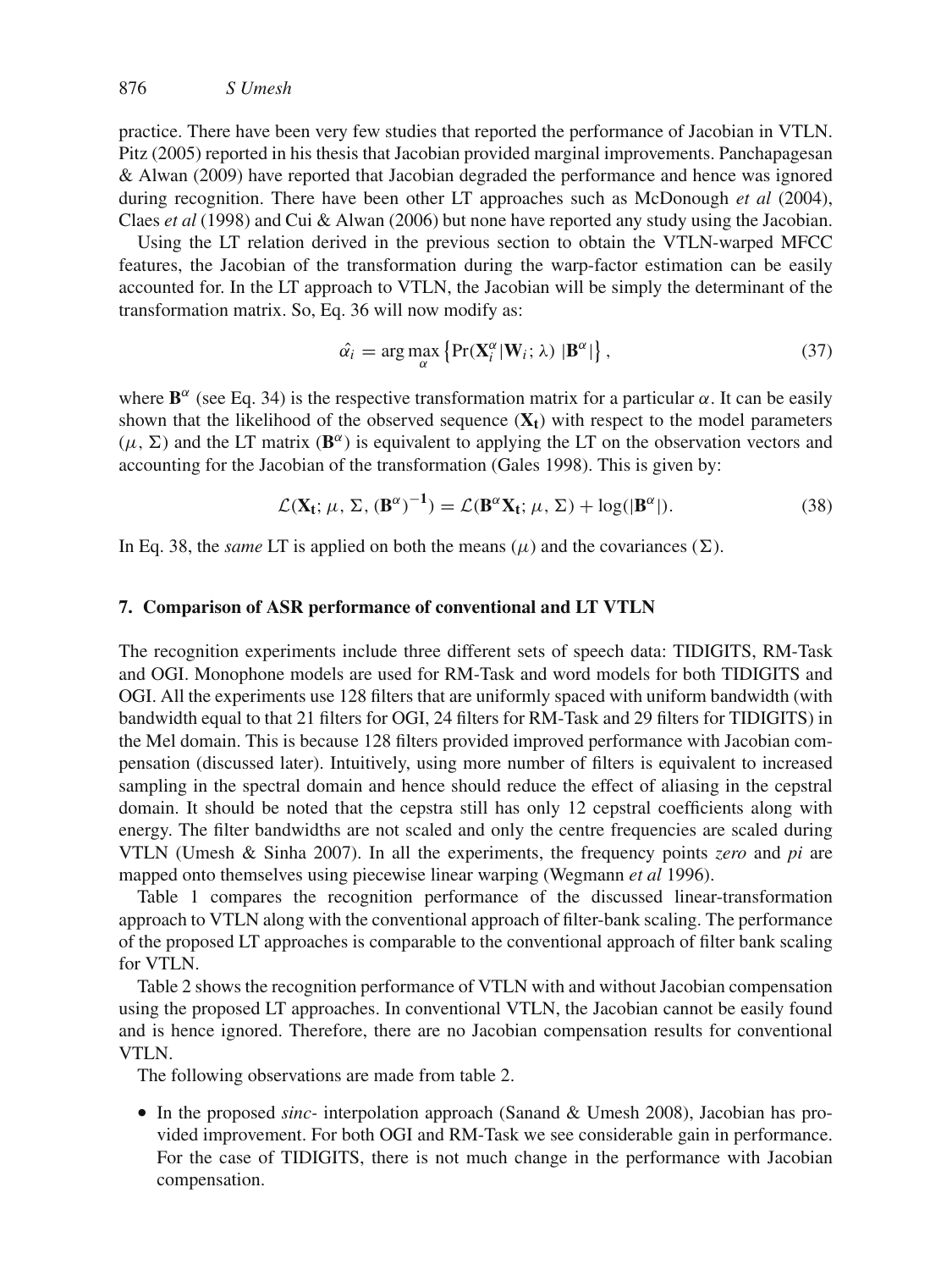practice. There have been very few studies that reported the performance of Jacobian in VTLN. Pitz (2005) reported in his thesis that Jacobian provided marginal improvements. Panchapagesan & Alwan (2009) have reported that Jacobian degraded the performance and hence was ignored during recognition. There have been other LT approaches such as McDonough *et al* (2004), Claes *et al* (1998) and Cui & Alwan (2006) but none have reported any study using the Jacobian.

Using the LT relation derived in the previous section to obtain the VTLN-warped MFCC features, the Jacobian of the transformation during the warp-factor estimation can be easily accounted for. In the LT approach to VTLN, the Jacobian will be simply the determinant of the transformation matrix. So, Eq. 36 will now modify as:

$$\hat{\alpha_i} = \arg\max_{\alpha} \left\{ \Pr(\mathbf{X}_i^{\alpha} | \mathbf{W}_i; \lambda) \; |\mathbf{B}^{\alpha}| \right\}, \tag{37}$$

where $\mathbf{B}^{\alpha}$ (see Eq. 34) is the respective transformation matrix for a particular $\alpha$. It can be easily shown that the likelihood of the observed sequence ($\mathbf{X_t}$) with respect to the model parameters ($\mu$, $\Sigma$) and the LT matrix ($\mathbf{B}^{\alpha}$) is equivalent to applying the LT on the observation vectors and accounting for the Jacobian of the transformation (Gales 1998). This is given by:

$$\mathcal{L}(\mathbf{X_t}; \mu, \Sigma, (\mathbf{B}^{\alpha})^{-\mathbf{1}}) = \mathcal{L}(\mathbf{B}^{\alpha}\mathbf{X_t}; \mu, \Sigma) + \log(|\mathbf{B}^{\alpha}|). \tag{38}$$

In Eq. 38, the *same* LT is applied on both the means ($\mu$) and the covariances ($\Sigma$).

## 7. Comparison of ASR performance of conventional and LT VTLN

The recognition experiments include three different sets of speech data: TIDIGITS, RM-Task and OGI. Monophone models are used for RM-Task and word models for both TIDIGITS and OGI. All the experiments use 128 filters that are uniformly spaced with uniform bandwidth (with bandwidth equal to that 21 filters for OGI, 24 filters for RM-Task and 29 filters for TIDIGITS) in the Mel domain. This is because 128 filters provided improved performance with Jacobian compensation (discussed later). Intuitively, using more number of filters is equivalent to increased sampling in the spectral domain and hence should reduce the effect of aliasing in the cepstral domain. It should be noted that the cepstra still has only 12 cepstral coefficients along with energy. The filter bandwidths are not scaled and only the centre frequencies are scaled during VTLN (Umesh & Sinha 2007). In all the experiments, the frequency points *zero* and *pi* are mapped onto themselves using piecewise linear warping (Wegmann *et al* 1996).

Table 1 compares the recognition performance of the discussed linear-transformation approach to VTLN along with the conventional approach of filter-bank scaling. The performance of the proposed LT approaches is comparable to the conventional approach of filter bank scaling for VTLN.

Table 2 shows the recognition performance of VTLN with and without Jacobian compensation using the proposed LT approaches. In conventional VTLN, the Jacobian cannot be easily found and is hence ignored. Therefore, there are no Jacobian compensation results for conventional VTLN.

The following observations are made from table 2.

- In the proposed *sinc-* interpolation approach (Sanand & Umesh 2008), Jacobian has provided improvement. For both OGI and RM-Task we see considerable gain in performance. For the case of TIDIGITS, there is not much change in the performance with Jacobian compensation.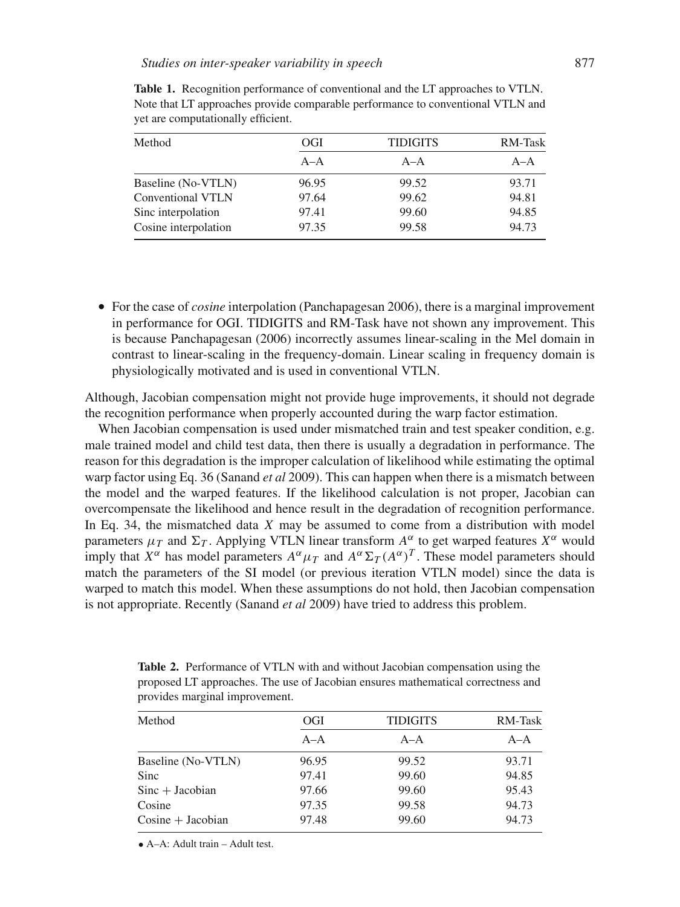**Table 1.** Recognition performance of conventional and the LT approaches to VTLN. Note that LT approaches provide comparable performance to conventional VTLN and yet are computationally efficient.

| Method | OGI | TIDIGITS | RM-Task |
|---|---|---|---|
| | A–A | A–A | A–A |
| Baseline (No-VTLN) | 96.95 | 99.52 | 93.71 |
| Conventional VTLN | 97.64 | 99.62 | 94.81 |
| Sinc interpolation | 97.41 | 99.60 | 94.85 |
| Cosine interpolation | 97.35 | 99.58 | 94.73 |

- For the case of *cosine* interpolation (Panchapagesan 2006), there is a marginal improvement in performance for OGI. TIDIGITS and RM-Task have not shown any improvement. This is because Panchapagesan (2006) incorrectly assumes linear-scaling in the Mel domain in contrast to linear-scaling in the frequency-domain. Linear scaling in frequency domain is physiologically motivated and is used in conventional VTLN.

Although, Jacobian compensation might not provide huge improvements, it should not degrade the recognition performance when properly accounted during the warp factor estimation.

When Jacobian compensation is used under mismatched train and test speaker condition, e.g. male trained model and child test data, then there is usually a degradation in performance. The reason for this degradation is the improper calculation of likelihood while estimating the optimal warp factor using Eq. 36 (Sanand *et al* 2009). This can happen when there is a mismatch between the model and the warped features. If the likelihood calculation is not proper, Jacobian can overcompensate the likelihood and hence result in the degradation of recognition performance. In Eq. 34, the mismatched data $X$ may be assumed to come from a distribution with model parameters $\mu_T$ and $\Sigma_T$. Applying VTLN linear transform $A^\alpha$ to get warped features $X^\alpha$ would imply that $X^\alpha$ has model parameters $A^\alpha \mu_T$ and $A^\alpha \Sigma_T (A^\alpha)^T$. These model parameters should match the parameters of the SI model (or previous iteration VTLN model) since the data is warped to match this model. When these assumptions do not hold, then Jacobian compensation is not appropriate. Recently (Sanand *et al* 2009) have tried to address this problem.

**Table 2.** Performance of VTLN with and without Jacobian compensation using the proposed LT approaches. The use of Jacobian ensures mathematical correctness and provides marginal improvement.

| Method | OGI | TIDIGITS | RM-Task |
|---|---|---|---|
| | A–A | A–A | A–A |
| Baseline (No-VTLN) | 96.95 | 99.52 | 93.71 |
| Sinc | 97.41 | 99.60 | 94.85 |
| Sinc + Jacobian | 97.66 | 99.60 | 95.43 |
| Cosine | 97.35 | 99.58 | 94.73 |
| Cosine + Jacobian | 97.48 | 99.60 | 94.73 |

- A–A: Adult train – Adult test.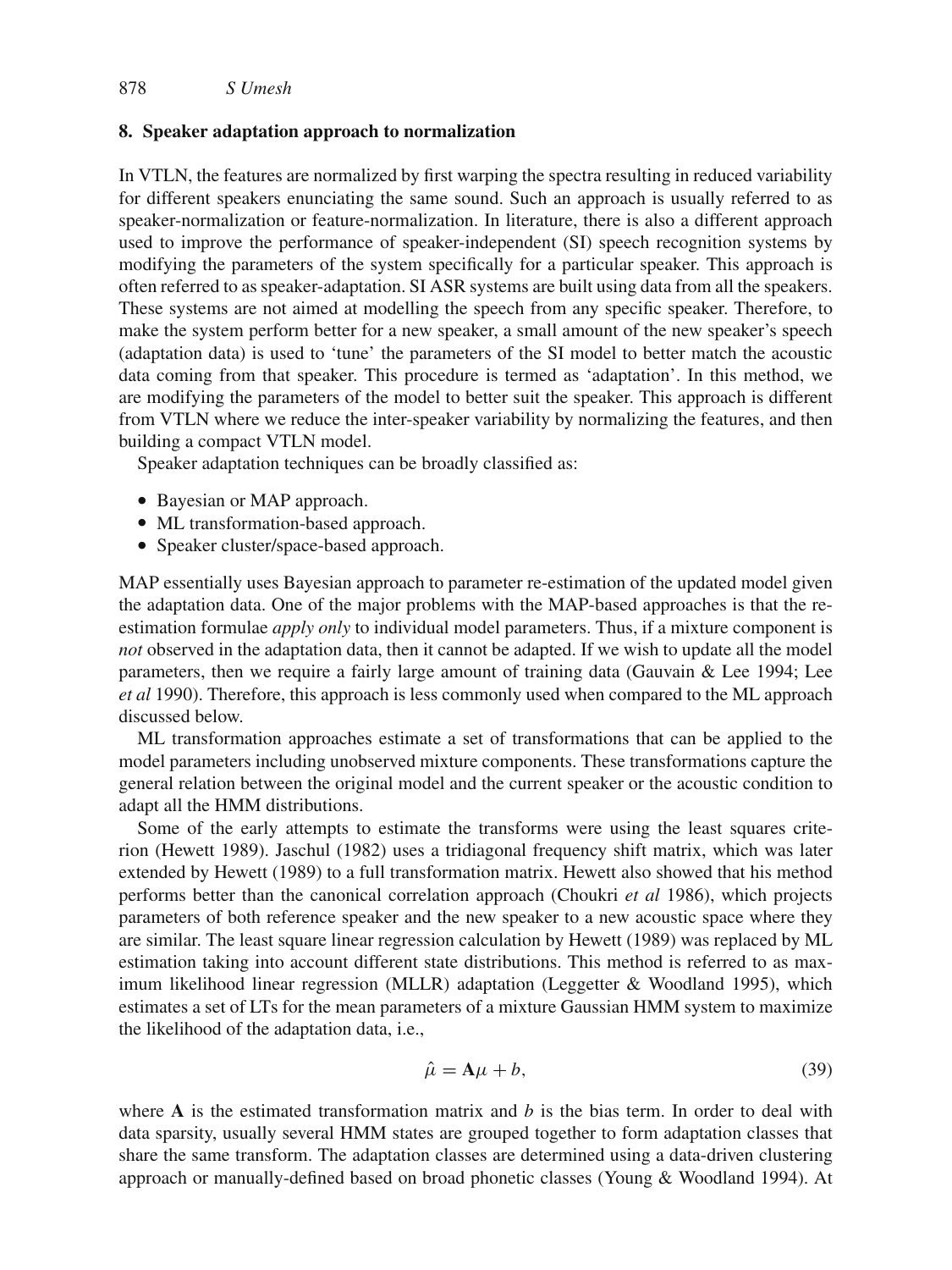## 8. Speaker adaptation approach to normalization

In VTLN, the features are normalized by first warping the spectra resulting in reduced variability for different speakers enunciating the same sound. Such an approach is usually referred to as speaker-normalization or feature-normalization. In literature, there is also a different approach used to improve the performance of speaker-independent (SI) speech recognition systems by modifying the parameters of the system specifically for a particular speaker. This approach is often referred to as speaker-adaptation. SI ASR systems are built using data from all the speakers. These systems are not aimed at modelling the speech from any specific speaker. Therefore, to make the system perform better for a new speaker, a small amount of the new speaker's speech (adaptation data) is used to 'tune' the parameters of the SI model to better match the acoustic data coming from that speaker. This procedure is termed as 'adaptation'. In this method, we are modifying the parameters of the model to better suit the speaker. This approach is different from VTLN where we reduce the inter-speaker variability by normalizing the features, and then building a compact VTLN model.

Speaker adaptation techniques can be broadly classified as:

- Bayesian or MAP approach.
- ML transformation-based approach.
- Speaker cluster/space-based approach.

MAP essentially uses Bayesian approach to parameter re-estimation of the updated model given the adaptation data. One of the major problems with the MAP-based approaches is that the re-estimation formulae *apply only* to individual model parameters. Thus, if a mixture component is *not* observed in the adaptation data, then it cannot be adapted. If we wish to update all the model parameters, then we require a fairly large amount of training data (Gauvain & Lee 1994; Lee *et al* 1990). Therefore, this approach is less commonly used when compared to the ML approach discussed below.

ML transformation approaches estimate a set of transformations that can be applied to the model parameters including unobserved mixture components. These transformations capture the general relation between the original model and the current speaker or the acoustic condition to adapt all the HMM distributions.

Some of the early attempts to estimate the transforms were using the least squares criterion (Hewett 1989). Jaschul (1982) uses a tridiagonal frequency shift matrix, which was later extended by Hewett (1989) to a full transformation matrix. Hewett also showed that his method performs better than the canonical correlation approach (Choukri *et al* 1986), which projects parameters of both reference speaker and the new speaker to a new acoustic space where they are similar. The least square linear regression calculation by Hewett (1989) was replaced by ML estimation taking into account different state distributions. This method is referred to as maximum likelihood linear regression (MLLR) adaptation (Leggetter & Woodland 1995), which estimates a set of LTs for the mean parameters of a mixture Gaussian HMM system to maximize the likelihood of the adaptation data, i.e.,

$$\hat{\mu} = \mathbf{A}\mu + b, \tag{39}$$

where $\mathbf{A}$ is the estimated transformation matrix and $b$ is the bias term. In order to deal with data sparsity, usually several HMM states are grouped together to form adaptation classes that share the same transform. The adaptation classes are determined using a data-driven clustering approach or manually-defined based on broad phonetic classes (Young & Woodland 1994). At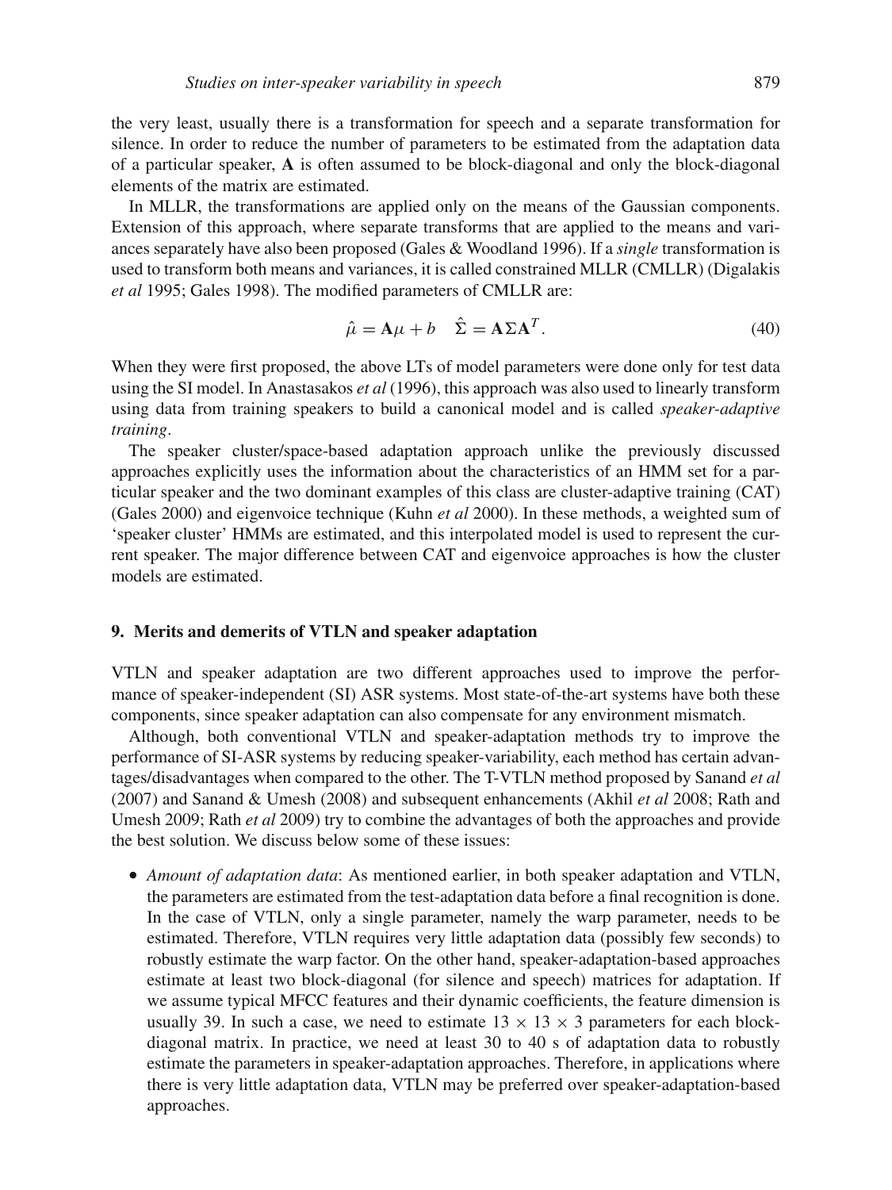the very least, usually there is a transformation for speech and a separate transformation for silence. In order to reduce the number of parameters to be estimated from the adaptation data of a particular speaker, **A** is often assumed to be block-diagonal and only the block-diagonal elements of the matrix are estimated.

In MLLR, the transformations are applied only on the means of the Gaussian components. Extension of this approach, where separate transforms that are applied to the means and variances separately have also been proposed (Gales & Woodland 1996). If a *single* transformation is used to transform both means and variances, it is called constrained MLLR (CMLLR) (Digalakis *et al* 1995; Gales 1998). The modified parameters of CMLLR are:

$$\hat{\mu} = \mathbf{A}\mu + b \quad \hat{\Sigma} = \mathbf{A}\Sigma\mathbf{A}^T. \tag{40}$$

When they were first proposed, the above LTs of model parameters were done only for test data using the SI model. In Anastasakos *et al* (1996), this approach was also used to linearly transform using data from training speakers to build a canonical model and is called *speaker-adaptive training*.

The speaker cluster/space-based adaptation approach unlike the previously discussed approaches explicitly uses the information about the characteristics of an HMM set for a particular speaker and the two dominant examples of this class are cluster-adaptive training (CAT) (Gales 2000) and eigenvoice technique (Kuhn *et al* 2000). In these methods, a weighted sum of 'speaker cluster' HMMs are estimated, and this interpolated model is used to represent the current speaker. The major difference between CAT and eigenvoice approaches is how the cluster models are estimated.

## 9. Merits and demerits of VTLN and speaker adaptation

VTLN and speaker adaptation are two different approaches used to improve the performance of speaker-independent (SI) ASR systems. Most state-of-the-art systems have both these components, since speaker adaptation can also compensate for any environment mismatch.

Although, both conventional VTLN and speaker-adaptation methods try to improve the performance of SI-ASR systems by reducing speaker-variability, each method has certain advantages/disadvantages when compared to the other. The T-VTLN method proposed by Sanand *et al* (2007) and Sanand & Umesh (2008) and subsequent enhancements (Akhil *et al* 2008; Rath and Umesh 2009; Rath *et al* 2009) try to combine the advantages of both the approaches and provide the best solution. We discuss below some of these issues:

- *Amount of adaptation data*: As mentioned earlier, in both speaker adaptation and VTLN, the parameters are estimated from the test-adaptation data before a final recognition is done. In the case of VTLN, only a single parameter, namely the warp parameter, needs to be estimated. Therefore, VTLN requires very little adaptation data (possibly few seconds) to robustly estimate the warp factor. On the other hand, speaker-adaptation-based approaches estimate at least two block-diagonal (for silence and speech) matrices for adaptation. If we assume typical MFCC features and their dynamic coefficients, the feature dimension is usually 39. In such a case, we need to estimate $13 \times 13 \times 3$ parameters for each block-diagonal matrix. In practice, we need at least 30 to 40 s of adaptation data to robustly estimate the parameters in speaker-adaptation approaches. Therefore, in applications where there is very little adaptation data, VTLN may be preferred over speaker-adaptation-based approaches.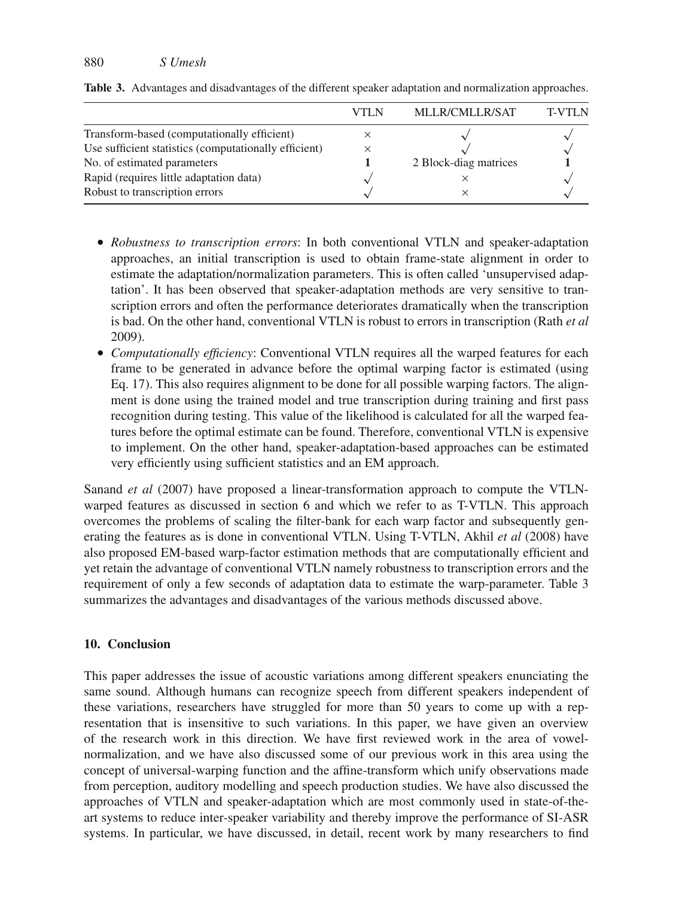**Table 3.** Advantages and disadvantages of the different speaker adaptation and normalization approaches.

| | VTLN | MLLR/CMLLR/SAT | T-VTLN |
|---|---|---|---|
| Transform-based (computationally efficient) | × | √ | √ |
| Use sufficient statistics (computationally efficient) | × | √ | √ |
| No. of estimated parameters | **1** | 2 Block-diag matrices | **1** |
| Rapid (requires little adaptation data) | √ | × | √ |
| Robust to transcription errors | √ | × | √ |

- *Robustness to transcription errors*: In both conventional VTLN and speaker-adaptation approaches, an initial transcription is used to obtain frame-state alignment in order to estimate the adaptation/normalization parameters. This is often called 'unsupervised adaptation'. It has been observed that speaker-adaptation methods are very sensitive to transcription errors and often the performance deteriorates dramatically when the transcription is bad. On the other hand, conventional VTLN is robust to errors in transcription (Rath *et al* 2009).
- *Computationally efficiency*: Conventional VTLN requires all the warped features for each frame to be generated in advance before the optimal warping factor is estimated (using Eq. 17). This also requires alignment to be done for all possible warping factors. The alignment is done using the trained model and true transcription during training and first pass recognition during testing. This value of the likelihood is calculated for all the warped features before the optimal estimate can be found. Therefore, conventional VTLN is expensive to implement. On the other hand, speaker-adaptation-based approaches can be estimated very efficiently using sufficient statistics and an EM approach.

Sanand *et al* (2007) have proposed a linear-transformation approach to compute the VTLN-warped features as discussed in section 6 and which we refer to as T-VTLN. This approach overcomes the problems of scaling the filter-bank for each warp factor and subsequently generating the features as is done in conventional VTLN. Using T-VTLN, Akhil *et al* (2008) have also proposed EM-based warp-factor estimation methods that are computationally efficient and yet retain the advantage of conventional VTLN namely robustness to transcription errors and the requirement of only a few seconds of adaptation data to estimate the warp-parameter. Table 3 summarizes the advantages and disadvantages of the various methods discussed above.

## 10. Conclusion

This paper addresses the issue of acoustic variations among different speakers enunciating the same sound. Although humans can recognize speech from different speakers independent of these variations, researchers have struggled for more than 50 years to come up with a representation that is insensitive to such variations. In this paper, we have given an overview of the research work in this direction. We have first reviewed work in the area of vowel-normalization, and we have also discussed some of our previous work in this area using the concept of universal-warping function and the affine-transform which unify observations made from perception, auditory modelling and speech production studies. We have also discussed the approaches of VTLN and speaker-adaptation which are most commonly used in state-of-the-art systems to reduce inter-speaker variability and thereby improve the performance of SI-ASR systems. In particular, we have discussed, in detail, recent work by many researchers to find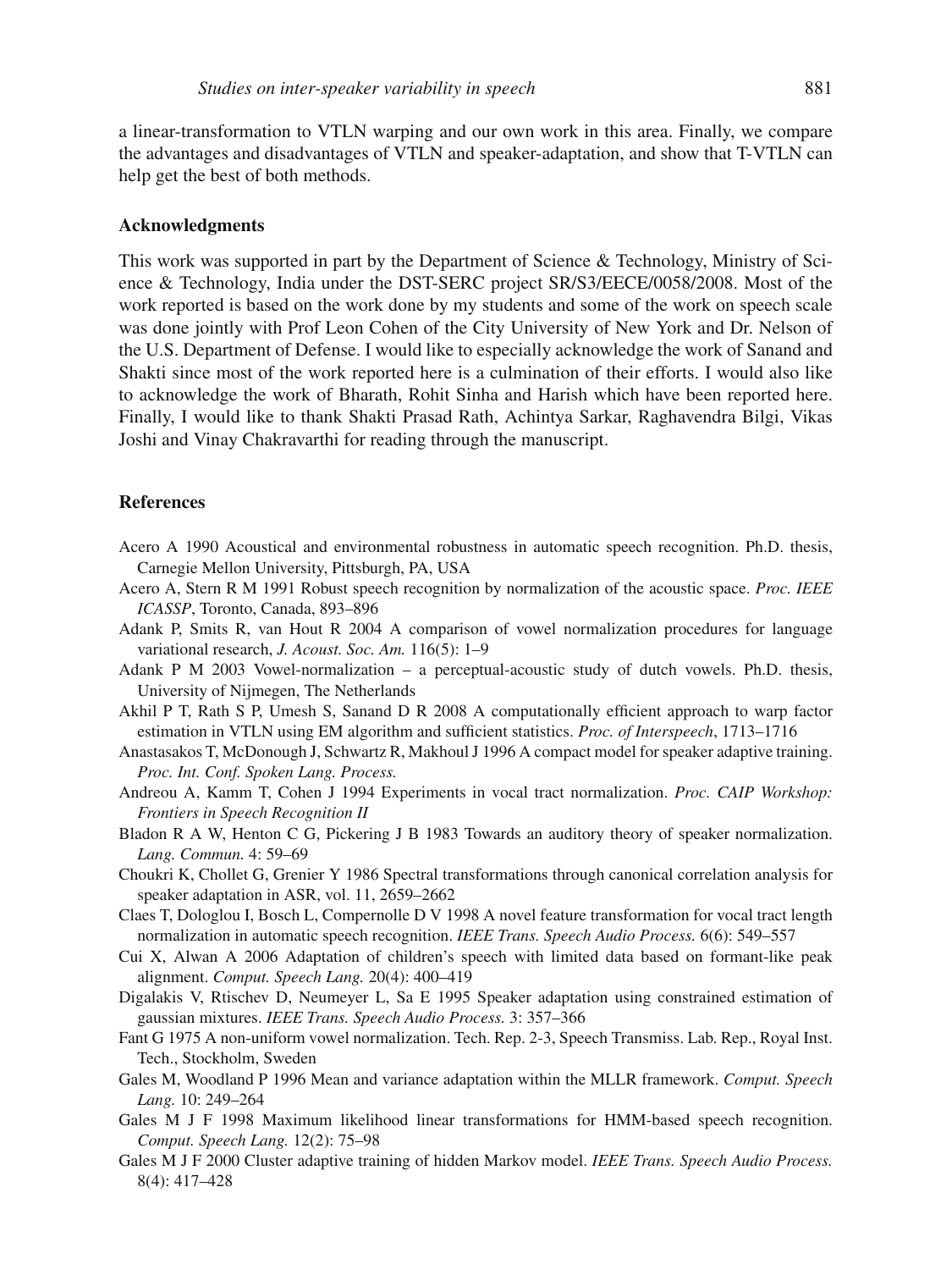a linear-transformation to VTLN warping and our own work in this area. Finally, we compare the advantages and disadvantages of VTLN and speaker-adaptation, and show that T-VTLN can help get the best of both methods.

### Acknowledgments

This work was supported in part by the Department of Science & Technology, Ministry of Science & Technology, India under the DST-SERC project SR/S3/EECE/0058/2008. Most of the work reported is based on the work done by my students and some of the work on speech scale was done jointly with Prof Leon Cohen of the City University of New York and Dr. Nelson of the U.S. Department of Defense. I would like to especially acknowledge the work of Sanand and Shakti since most of the work reported here is a culmination of their efforts. I would also like to acknowledge the work of Bharath, Rohit Sinha and Harish which have been reported here. Finally, I would like to thank Shakti Prasad Rath, Achintya Sarkar, Raghavendra Bilgi, Vikas Joshi and Vinay Chakravarthi for reading through the manuscript.

### References

Acero A 1990 Acoustical and environmental robustness in automatic speech recognition. Ph.D. thesis, Carnegie Mellon University, Pittsburgh, PA, USA

Acero A, Stern R M 1991 Robust speech recognition by normalization of the acoustic space. *Proc. IEEE ICASSP*, Toronto, Canada, 893–896

Adank P, Smits R, van Hout R 2004 A comparison of vowel normalization procedures for language variational research, *J. Acoust. Soc. Am.* 116(5): 1–9

Adank P M 2003 Vowel-normalization – a perceptual-acoustic study of dutch vowels. Ph.D. thesis, University of Nijmegen, The Netherlands

Akhil P T, Rath S P, Umesh S, Sanand D R 2008 A computationally efficient approach to warp factor estimation in VTLN using EM algorithm and sufficient statistics. *Proc. of Interspeech*, 1713–1716

Anastasakos T, McDonough J, Schwartz R, Makhoul J 1996 A compact model for speaker adaptive training. *Proc. Int. Conf. Spoken Lang. Process.*

Andreou A, Kamm T, Cohen J 1994 Experiments in vocal tract normalization. *Proc. CAIP Workshop: Frontiers in Speech Recognition II*

Bladon R A W, Henton C G, Pickering J B 1983 Towards an auditory theory of speaker normalization. *Lang. Commun.* 4: 59–69

Choukri K, Chollet G, Grenier Y 1986 Spectral transformations through canonical correlation analysis for speaker adaptation in ASR, vol. 11, 2659–2662

Claes T, Dologlou I, Bosch L, Compernolle D V 1998 A novel feature transformation for vocal tract length normalization in automatic speech recognition. *IEEE Trans. Speech Audio Process.* 6(6): 549–557

Cui X, Alwan A 2006 Adaptation of children's speech with limited data based on formant-like peak alignment. *Comput. Speech Lang.* 20(4): 400–419

Digalakis V, Rtischev D, Neumeyer L, Sa E 1995 Speaker adaptation using constrained estimation of gaussian mixtures. *IEEE Trans. Speech Audio Process.* 3: 357–366

Fant G 1975 A non-uniform vowel normalization. Tech. Rep. 2-3, Speech Transmiss. Lab. Rep., Royal Inst. Tech., Stockholm, Sweden

Gales M, Woodland P 1996 Mean and variance adaptation within the MLLR framework. *Comput. Speech Lang.* 10: 249–264

Gales M J F 1998 Maximum likelihood linear transformations for HMM-based speech recognition. *Comput. Speech Lang.* 12(2): 75–98

Gales M J F 2000 Cluster adaptive training of hidden Markov model. *IEEE Trans. Speech Audio Process.* 8(4): 417–428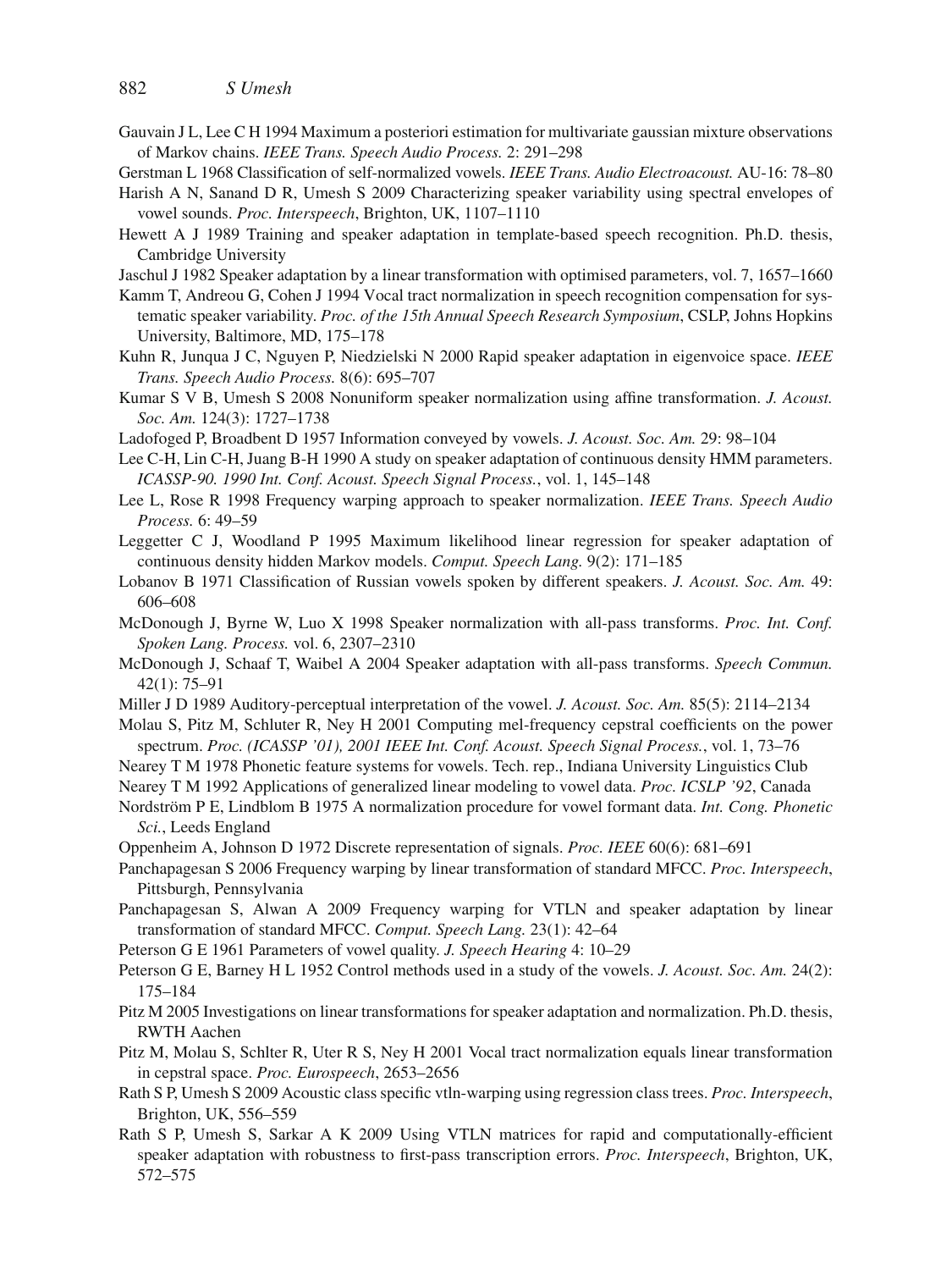Gauvain J L, Lee C H 1994 Maximum a posteriori estimation for multivariate gaussian mixture observations of Markov chains. *IEEE Trans. Speech Audio Process.* 2: 291–298

Gerstman L 1968 Classification of self-normalized vowels. *IEEE Trans. Audio Electroacoust.* AU-16: 78–80

Harish A N, Sanand D R, Umesh S 2009 Characterizing speaker variability using spectral envelopes of vowel sounds. *Proc. Interspeech*, Brighton, UK, 1107–1110

Hewett A J 1989 Training and speaker adaptation in template-based speech recognition. Ph.D. thesis, Cambridge University

Jaschul J 1982 Speaker adaptation by a linear transformation with optimised parameters, vol. 7, 1657–1660

Kamm T, Andreou G, Cohen J 1994 Vocal tract normalization in speech recognition compensation for systematic speaker variability. *Proc. of the 15th Annual Speech Research Symposium*, CSLP, Johns Hopkins University, Baltimore, MD, 175–178

Kuhn R, Junqua J C, Nguyen P, Niedzielski N 2000 Rapid speaker adaptation in eigenvoice space. *IEEE Trans. Speech Audio Process.* 8(6): 695–707

Kumar S V B, Umesh S 2008 Nonuniform speaker normalization using affine transformation. *J. Acoust. Soc. Am.* 124(3): 1727–1738

Ladofoged P, Broadbent D 1957 Information conveyed by vowels. *J. Acoust. Soc. Am.* 29: 98–104

Lee C-H, Lin C-H, Juang B-H 1990 A study on speaker adaptation of continuous density HMM parameters. *ICASSP-90. 1990 Int. Conf. Acoust. Speech Signal Process.*, vol. 1, 145–148

Lee L, Rose R 1998 Frequency warping approach to speaker normalization. *IEEE Trans. Speech Audio Process.* 6: 49–59

Leggetter C J, Woodland P 1995 Maximum likelihood linear regression for speaker adaptation of continuous density hidden Markov models. *Comput. Speech Lang.* 9(2): 171–185

Lobanov B 1971 Classification of Russian vowels spoken by different speakers. *J. Acoust. Soc. Am.* 49: 606–608

McDonough J, Byrne W, Luo X 1998 Speaker normalization with all-pass transforms. *Proc. Int. Conf. Spoken Lang. Process.* vol. 6, 2307–2310

McDonough J, Schaaf T, Waibel A 2004 Speaker adaptation with all-pass transforms. *Speech Commun.* 42(1): 75–91

Miller J D 1989 Auditory-perceptual interpretation of the vowel. *J. Acoust. Soc. Am.* 85(5): 2114–2134

Molau S, Pitz M, Schluter R, Ney H 2001 Computing mel-frequency cepstral coefficients on the power spectrum. *Proc. (ICASSP '01), 2001 IEEE Int. Conf. Acoust. Speech Signal Process.*, vol. 1, 73–76

Nearey T M 1978 Phonetic feature systems for vowels. Tech. rep., Indiana University Linguistics Club

Nearey T M 1992 Applications of generalized linear modeling to vowel data. *Proc. ICSLP '92*, Canada

Nordström P E, Lindblom B 1975 A normalization procedure for vowel formant data. *Int. Cong. Phonetic Sci.*, Leeds England

Oppenheim A, Johnson D 1972 Discrete representation of signals. *Proc. IEEE* 60(6): 681–691

Panchapagesan S 2006 Frequency warping by linear transformation of standard MFCC. *Proc. Interspeech*, Pittsburgh, Pennsylvania

Panchapagesan S, Alwan A 2009 Frequency warping for VTLN and speaker adaptation by linear transformation of standard MFCC. *Comput. Speech Lang.* 23(1): 42–64

Peterson G E 1961 Parameters of vowel quality. *J. Speech Hearing* 4: 10–29

Peterson G E, Barney H L 1952 Control methods used in a study of the vowels. *J. Acoust. Soc. Am.* 24(2): 175–184

Pitz M 2005 Investigations on linear transformations for speaker adaptation and normalization. Ph.D. thesis, RWTH Aachen

Pitz M, Molau S, Schlter R, Uter R S, Ney H 2001 Vocal tract normalization equals linear transformation in cepstral space. *Proc. Eurospeech*, 2653–2656

Rath S P, Umesh S 2009 Acoustic class specific vtln-warping using regression class trees. *Proc. Interspeech*, Brighton, UK, 556–559

Rath S P, Umesh S, Sarkar A K 2009 Using VTLN matrices for rapid and computationally-efficient speaker adaptation with robustness to first-pass transcription errors. *Proc. Interspeech*, Brighton, UK, 572–575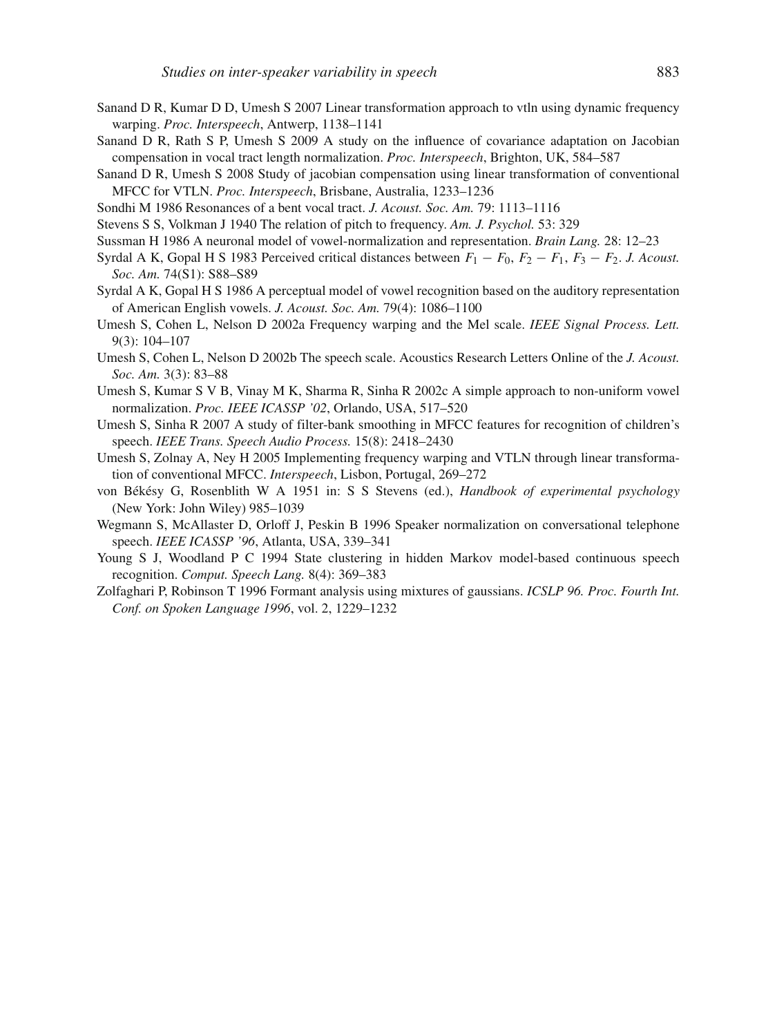Sanand D R, Kumar D D, Umesh S 2007 Linear transformation approach to vtln using dynamic frequency warping. *Proc. Interspeech*, Antwerp, 1138–1141

Sanand D R, Rath S P, Umesh S 2009 A study on the influence of covariance adaptation on Jacobian compensation in vocal tract length normalization. *Proc. Interspeech*, Brighton, UK, 584–587

Sanand D R, Umesh S 2008 Study of jacobian compensation using linear transformation of conventional MFCC for VTLN. *Proc. Interspeech*, Brisbane, Australia, 1233–1236

Sondhi M 1986 Resonances of a bent vocal tract. *J. Acoust. Soc. Am.* 79: 1113–1116

Stevens S S, Volkman J 1940 The relation of pitch to frequency. *Am. J. Psychol.* 53: 329

Sussman H 1986 A neuronal model of vowel-normalization and representation. *Brain Lang.* 28: 12–23

Syrdal A K, Gopal H S 1983 Perceived critical distances between $F_1 - F_0$, $F_2 - F_1$, $F_3 - F_2$. *J. Acoust. Soc. Am.* 74(S1): S88–S89

Syrdal A K, Gopal H S 1986 A perceptual model of vowel recognition based on the auditory representation of American English vowels. *J. Acoust. Soc. Am.* 79(4): 1086–1100

Umesh S, Cohen L, Nelson D 2002a Frequency warping and the Mel scale. *IEEE Signal Process. Lett.* 9(3): 104–107

Umesh S, Cohen L, Nelson D 2002b The speech scale. Acoustics Research Letters Online of the *J. Acoust. Soc. Am.* 3(3): 83–88

Umesh S, Kumar S V B, Vinay M K, Sharma R, Sinha R 2002c A simple approach to non-uniform vowel normalization. *Proc. IEEE ICASSP '02*, Orlando, USA, 517–520

Umesh S, Sinha R 2007 A study of filter-bank smoothing in MFCC features for recognition of children's speech. *IEEE Trans. Speech Audio Process.* 15(8): 2418–2430

Umesh S, Zolnay A, Ney H 2005 Implementing frequency warping and VTLN through linear transformation of conventional MFCC. *Interspeech*, Lisbon, Portugal, 269–272

von Békésy G, Rosenblith W A 1951 in: S S Stevens (ed.), *Handbook of experimental psychology* (New York: John Wiley) 985–1039

Wegmann S, McAllaster D, Orloff J, Peskin B 1996 Speaker normalization on conversational telephone speech. *IEEE ICASSP '96*, Atlanta, USA, 339–341

Young S J, Woodland P C 1994 State clustering in hidden Markov model-based continuous speech recognition. *Comput. Speech Lang.* 8(4): 369–383

Zolfaghari P, Robinson T 1996 Formant analysis using mixtures of gaussians. *ICSLP 96. Proc. Fourth Int. Conf. on Spoken Language 1996*, vol. 2, 1229–1232